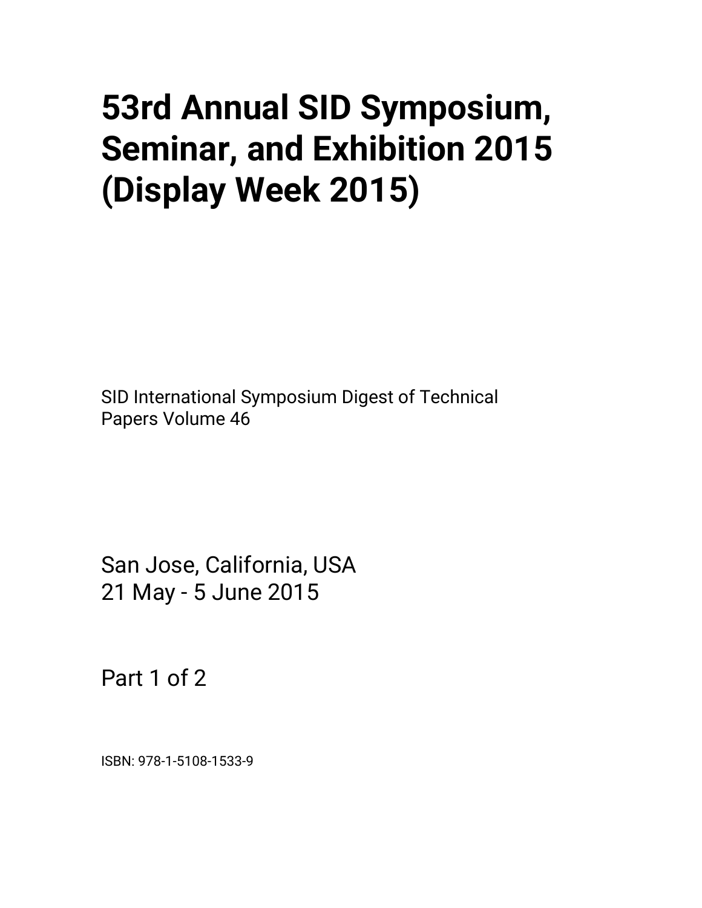# 53rd Annual SID Symposium, Seminar, and Exhibition 2015 (Display Week 2015)

SID International Symposium Digest of Technical Papers Volume 46

San Jose, California, USA
21 May - 5 June 2015

Part 1 of 2

ISBN: 978-1-5108-1533-9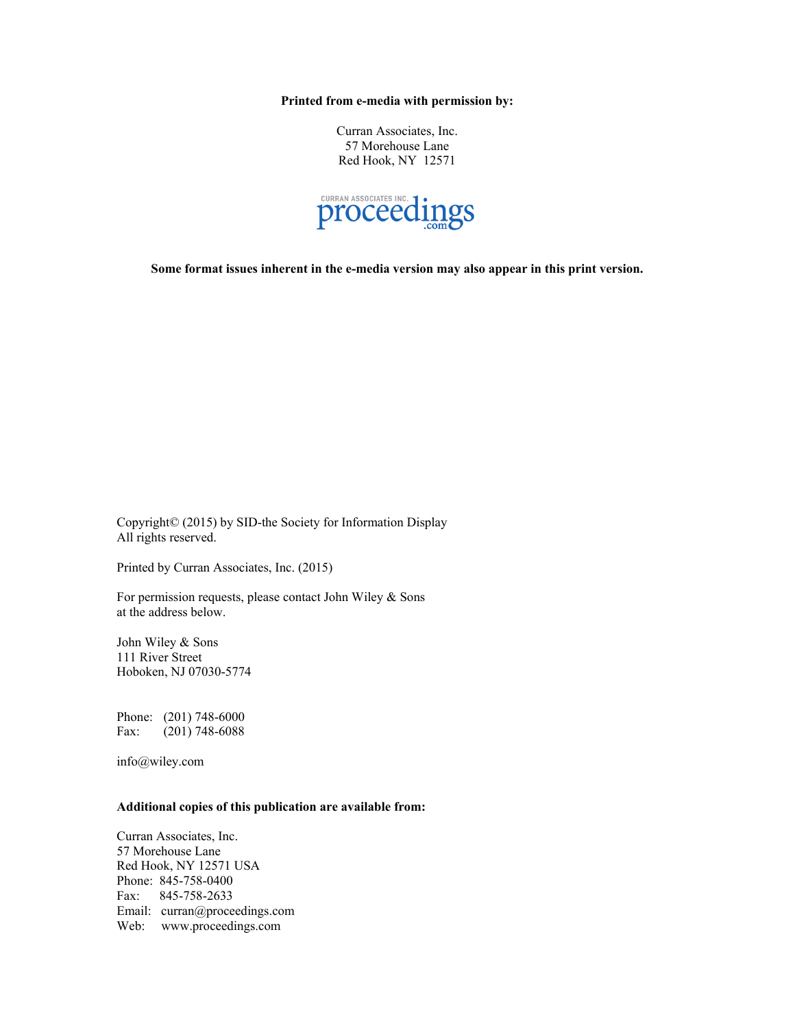**Printed from e-media with permission by:**

Curran Associates, Inc.
57 Morehouse Lane
Red Hook, NY 12571

CURRAN ASSOCIATES INC. proceedings.com

**Some format issues inherent in the e-media version may also appear in this print version.**

Copyright© (2015) by SID-the Society for Information Display
All rights reserved.

Printed by Curran Associates, Inc. (2015)

For permission requests, please contact John Wiley & Sons
at the address below.

John Wiley & Sons
111 River Street
Hoboken, NJ 07030-5774

Phone: (201) 748-6000
Fax: (201) 748-6088

info@wiley.com

**Additional copies of this publication are available from:**

Curran Associates, Inc.
57 Morehouse Lane
Red Hook, NY 12571 USA
Phone: 845-758-0400
Fax: 845-758-2633
Email: curran@proceedings.com
Web: www.proceedings.com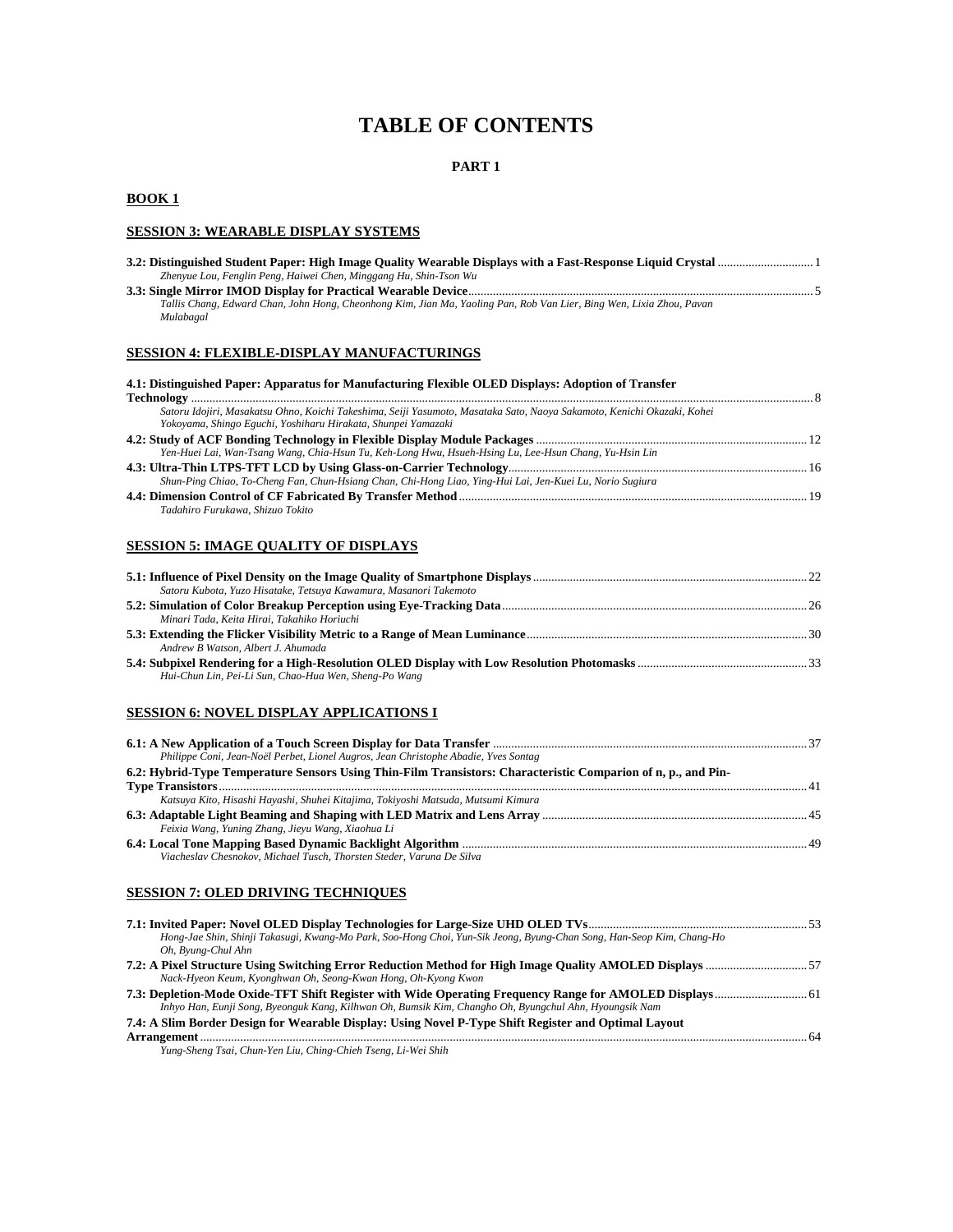# TABLE OF CONTENTS

**PART 1**

**BOOK 1**

## SESSION 3: WEARABLE DISPLAY SYSTEMS

**3.2: Distinguished Student Paper: High Image Quality Wearable Displays with a Fast-Response Liquid Crystal** ............................... 1
*Zhenyue Lou, Fenglin Peng, Haiwei Chen, Minggang Hu, Shin-Tson Wu*

**3.3: Single Mirror IMOD Display for Practical Wearable Device** ............................... 5
*Tallis Chang, Edward Chan, John Hong, Cheonhong Kim, Jian Ma, Yaoling Pan, Rob Van Lier, Bing Wen, Lixia Zhou, Pavan Mulabagal*

## SESSION 4: FLEXIBLE-DISPLAY MANUFACTURINGS

**4.1: Distinguished Paper: Apparatus for Manufacturing Flexible OLED Displays: Adoption of Transfer Technology** ............................... 8
*Satoru Idojiri, Masakatsu Ohno, Koichi Takeshima, Seiji Yasumoto, Masataka Sato, Naoya Sakamoto, Kenichi Okazaki, Kohei Yokoyama, Shingo Eguchi, Yoshiharu Hirakata, Shunpei Yamazaki*

**4.2: Study of ACF Bonding Technology in Flexible Display Module Packages** ............................... 12
*Yen-Huei Lai, Wan-Tsang Wang, Chia-Hsun Tu, Keh-Long Hwu, Hsueh-Hsing Lu, Lee-Hsun Chang, Yu-Hsin Lin*

**4.3: Ultra-Thin LTPS-TFT LCD by Using Glass-on-Carrier Technology** ............................... 16
*Shun-Ping Chiao, To-Cheng Fan, Chun-Hsiang Chan, Chi-Hong Liao, Ying-Hui Lai, Jen-Kuei Lu, Norio Sugiura*

**4.4: Dimension Control of CF Fabricated By Transfer Method** ............................... 19
*Tadahiro Furukawa, Shizuo Tokito*

## SESSION 5: IMAGE QUALITY OF DISPLAYS

**5.1: Influence of Pixel Density on the Image Quality of Smartphone Displays** ............................... 22
*Satoru Kubota, Yuzo Hisatake, Tetsuya Kawamura, Masanori Takemoto*

**5.2: Simulation of Color Breakup Perception using Eye-Tracking Data** ............................... 26
*Minari Tada, Keita Hirai, Takahiko Horiuchi*

**5.3: Extending the Flicker Visibility Metric to a Range of Mean Luminance** ............................... 30
*Andrew B Watson, Albert J. Ahumada*

**5.4: Subpixel Rendering for a High-Resolution OLED Display with Low Resolution Photomasks** ............................... 33
*Hui-Chun Lin, Pei-Li Sun, Chao-Hua Wen, Sheng-Po Wang*

## SESSION 6: NOVEL DISPLAY APPLICATIONS I

**6.1: A New Application of a Touch Screen Display for Data Transfer** ............................... 37
*Philippe Coni, Jean-Noël Perbet, Lionel Augros, Jean Christophe Abadie, Yves Sontag*

**6.2: Hybrid-Type Temperature Sensors Using Thin-Film Transistors: Characteristic Comparion of n, p., and Pin-Type Transistors** ............................... 41
*Katsuya Kito, Hisashi Hayashi, Shuhei Kitajima, Tokiyoshi Matsuda, Mutsumi Kimura*

**6.3: Adaptable Light Beaming and Shaping with LED Matrix and Lens Array** ............................... 45
*Feixia Wang, Yuning Zhang, Jieyu Wang, Xiaohua Li*

**6.4: Local Tone Mapping Based Dynamic Backlight Algorithm** ............................... 49
*Viacheslav Chesnokov, Michael Tusch, Thorsten Steder, Varuna De Silva*

## SESSION 7: OLED DRIVING TECHNIQUES

**7.1: Invited Paper: Novel OLED Display Technologies for Large-Size UHD OLED TVs** ............................... 53
*Hong-Jae Shin, Shinji Takasugi, Kwang-Mo Park, Soo-Hong Choi, Yun-Sik Jeong, Byung-Chan Song, Han-Seop Kim, Chang-Ho Oh, Byung-Chul Ahn*

**7.2: A Pixel Structure Using Switching Error Reduction Method for High Image Quality AMOLED Displays** ............................... 57
*Nack-Hyeon Keum, Kyonghwan Oh, Seong-Kwan Hong, Oh-Kyong Kwon*

**7.3: Depletion-Mode Oxide-TFT Shift Register with Wide Operating Frequency Range for AMOLED Displays** ............................... 61
*Inhyo Han, Eunji Song, Byeonguk Kang, Kilhwan Oh, Bumsik Kim, Changho Oh, Byungchul Ahn, Hyoungsik Nam*

**7.4: A Slim Border Design for Wearable Display: Using Novel P-Type Shift Register and Optimal Layout Arrangement** ............................... 64
*Yung-Sheng Tsai, Chun-Yen Liu, Ching-Chieh Tseng, Li-Wei Shih*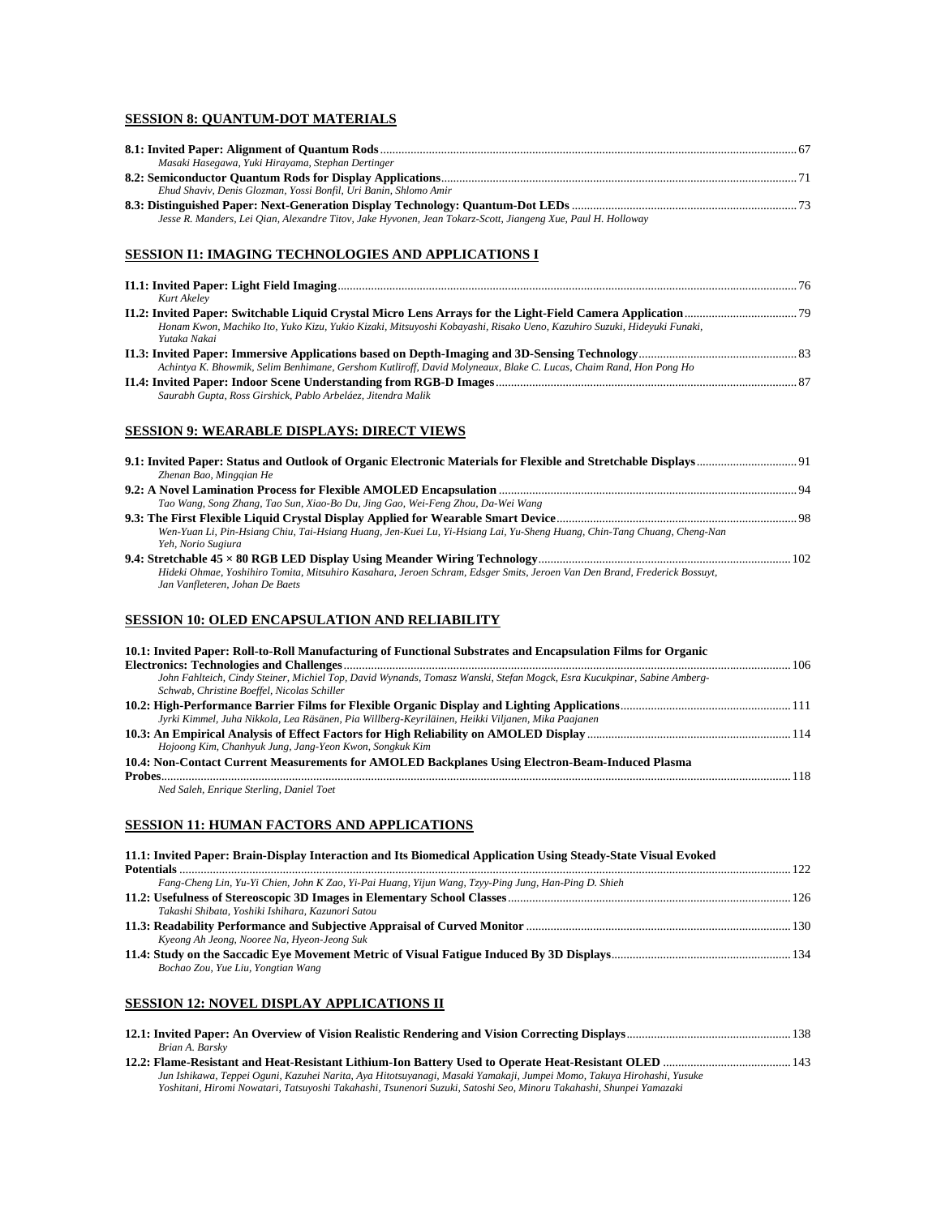## SESSION 8: QUANTUM-DOT MATERIALS

**8.1: Invited Paper: Alignment of Quantum Rods** ........ 67
*Masaki Hasegawa, Yuki Hirayama, Stephan Dertinger*

**8.2: Semiconductor Quantum Rods for Display Applications** ........ 71
*Ehud Shaviv, Denis Glozman, Yossi Bonfil, Uri Banin, Shlomo Amir*

**8.3: Distinguished Paper: Next-Generation Display Technology: Quantum-Dot LEDs** ........ 73
*Jesse R. Manders, Lei Qian, Alexandre Titov, Jake Hyvonen, Jean Tokarz-Scott, Jiangeng Xue, Paul H. Holloway*

## SESSION I1: IMAGING TECHNOLOGIES AND APPLICATIONS I

**I1.1: Invited Paper: Light Field Imaging** ........ 76
*Kurt Akeley*

**I1.2: Invited Paper: Switchable Liquid Crystal Micro Lens Arrays for the Light-Field Camera Application** ........ 79
*Honam Kwon, Machiko Ito, Yuko Kizu, Yukio Kizaki, Mitsuyoshi Kobayashi, Risako Ueno, Kazuhiro Suzuki, Hideyuki Funaki, Yutaka Nakai*

**I1.3: Invited Paper: Immersive Applications based on Depth-Imaging and 3D-Sensing Technology** ........ 83
*Achintya K. Bhowmik, Selim Benhimane, Gershom Kutliroff, David Molyneaux, Blake C. Lucas, Chaim Rand, Hon Pong Ho*

**I1.4: Invited Paper: Indoor Scene Understanding from RGB-D Images** ........ 87
*Saurabh Gupta, Ross Girshick, Pablo Arbeláez, Jitendra Malik*

## SESSION 9: WEARABLE DISPLAYS: DIRECT VIEWS

**9.1: Invited Paper: Status and Outlook of Organic Electronic Materials for Flexible and Stretchable Displays** ........ 91
*Zhenan Bao, Mingqian He*

**9.2: A Novel Lamination Process for Flexible AMOLED Encapsulation** ........ 94
*Tao Wang, Song Zhang, Tao Sun, Xiao-Bo Du, Jing Gao, Wei-Feng Zhou, Da-Wei Wang*

**9.3: The First Flexible Liquid Crystal Display Applied for Wearable Smart Device** ........ 98
*Wen-Yuan Li, Pin-Hsiang Chiu, Tai-Hsiang Huang, Jen-Kuei Lu, Yi-Hsiang Lai, Yu-Sheng Huang, Chin-Tang Chuang, Cheng-Nan Yeh, Norio Sugiura*

**9.4: Stretchable 45 × 80 RGB LED Display Using Meander Wiring Technology** ........ 102
*Hideki Ohmae, Yoshihiro Tomita, Mitsuhiro Kasahara, Jeroen Schram, Edsger Smits, Jeroen Van Den Brand, Frederick Bossuyt, Jan Vanfleteren, Johan De Baets*

## SESSION 10: OLED ENCAPSULATION AND RELIABILITY

**10.1: Invited Paper: Roll-to-Roll Manufacturing of Functional Substrates and Encapsulation Films for Organic Electronics: Technologies and Challenges** ........ 106
*John Fahlteich, Cindy Steiner, Michiel Top, David Wynands, Tomasz Wanski, Stefan Mogck, Esra Kucukpinar, Sabine Amberg-Schwab, Christine Boeffel, Nicolas Schiller*

**10.2: High-Performance Barrier Films for Flexible Organic Display and Lighting Applications** ........ 111
*Jyrki Kimmel, Juha Nikkola, Lea Räsänen, Pia Willberg-Keyriläinen, Heikki Viljanen, Mika Paajanen*

**10.3: An Empirical Analysis of Effect Factors for High Reliability on AMOLED Display** ........ 114
*Hojoong Kim, Chanhyuk Jung, Jang-Yeon Kwon, Songkuk Kim*

**10.4: Non-Contact Current Measurements for AMOLED Backplanes Using Electron-Beam-Induced Plasma Probes** ........ 118
*Ned Saleh, Enrique Sterling, Daniel Toet*

## SESSION 11: HUMAN FACTORS AND APPLICATIONS

**11.1: Invited Paper: Brain-Display Interaction and Its Biomedical Application Using Steady-State Visual Evoked Potentials** ........ 122
*Fang-Cheng Lin, Yu-Yi Chien, John K Zao, Yi-Pai Huang, Yijun Wang, Tzyy-Ping Jung, Han-Ping D. Shieh*

**11.2: Usefulness of Stereoscopic 3D Images in Elementary School Classes** ........ 126
*Takashi Shibata, Yoshiki Ishihara, Kazunori Satou*

**11.3: Readability Performance and Subjective Appraisal of Curved Monitor** ........ 130
*Kyeong Ah Jeong, Nooree Na, Hyeon-Jeong Suk*

**11.4: Study on the Saccadic Eye Movement Metric of Visual Fatigue Induced By 3D Displays** ........ 134
*Bochao Zou, Yue Liu, Yongtian Wang*

## SESSION 12: NOVEL DISPLAY APPLICATIONS II

**12.1: Invited Paper: An Overview of Vision Realistic Rendering and Vision Correcting Displays** ........ 138
*Brian A. Barsky*

**12.2: Flame-Resistant and Heat-Resistant Lithium-Ion Battery Used to Operate Heat-Resistant OLED** ........ 143
*Jun Ishikawa, Teppei Oguni, Kazuhei Narita, Aya Hitotsuyanagi, Masaki Yamakaji, Jumpei Momo, Takuya Hirohashi, Yusuke Yoshitani, Hiromi Nowatari, Tatsuyoshi Takahashi, Tsunenori Suzuki, Satoshi Seo, Minoru Takahashi, Shunpei Yamazaki*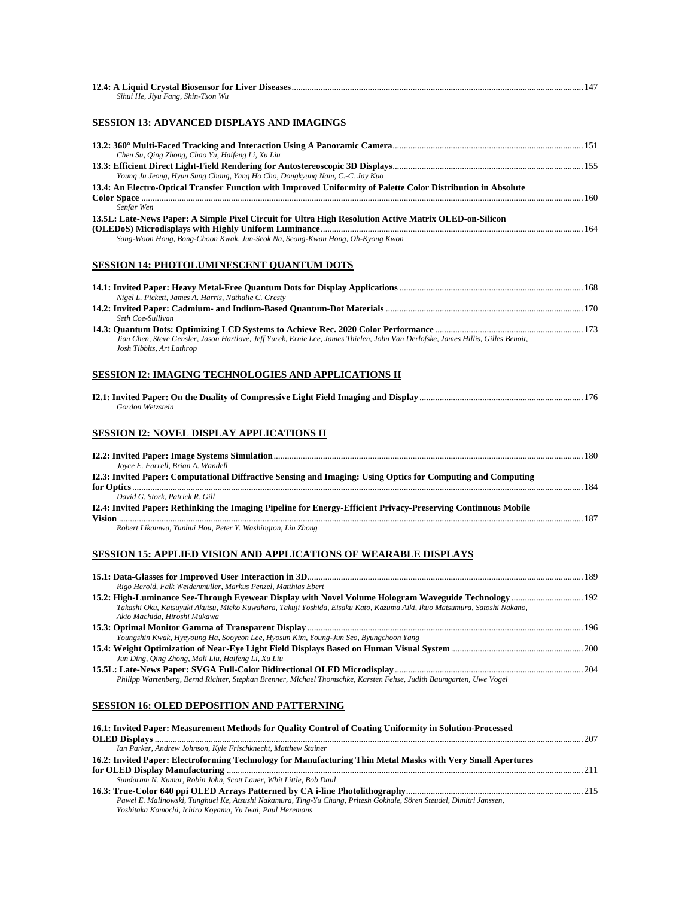**12.4: A Liquid Crystal Biosensor for Liver Diseases** ... 147
*Sihui He, Jiyu Fang, Shin-Tson Wu*

## SESSION 13: ADVANCED DISPLAYS AND IMAGINGS

**13.2: 360° Multi-Faced Tracking and Interaction Using A Panoramic Camera** ... 151
*Chen Su, Qing Zhong, Chao Yu, Haifeng Li, Xu Liu*

**13.3: Efficient Direct Light-Field Rendering for Autostereoscopic 3D Displays** ... 155
*Young Ju Jeong, Hyun Sung Chang, Yang Ho Cho, Dongkyung Nam, C.-C. Jay Kuo*

**13.4: An Electro-Optical Transfer Function with Improved Uniformity of Palette Color Distribution in Absolute Color Space** ... 160
*Senfar Wen*

**13.5L: Late-News Paper: A Simple Pixel Circuit for Ultra High Resolution Active Matrix OLED-on-Silicon (OLEDoS) Microdisplays with Highly Uniform Luminance** ... 164
*Sang-Woon Hong, Bong-Choon Kwak, Jun-Seok Na, Seong-Kwan Hong, Oh-Kyong Kwon*

## SESSION 14: PHOTOLUMINESCENT QUANTUM DOTS

**14.1: Invited Paper: Heavy Metal-Free Quantum Dots for Display Applications** ... 168
*Nigel L. Pickett, James A. Harris, Nathalie C. Gresty*

**14.2: Invited Paper: Cadmium- and Indium-Based Quantum-Dot Materials** ... 170
*Seth Coe-Sullivan*

**14.3: Quantum Dots: Optimizing LCD Systems to Achieve Rec. 2020 Color Performance** ... 173
*Jian Chen, Steve Gensler, Jason Hartlove, Jeff Yurek, Ernie Lee, James Thielen, John Van Derlofske, James Hillis, Gilles Benoit, Josh Tibbits, Art Lathrop*

## SESSION I2: IMAGING TECHNOLOGIES AND APPLICATIONS II

**I2.1: Invited Paper: On the Duality of Compressive Light Field Imaging and Display** ... 176
*Gordon Wetzstein*

## SESSION I2: NOVEL DISPLAY APPLICATIONS II

**I2.2: Invited Paper: Image Systems Simulation** ... 180
*Joyce E. Farrell, Brian A. Wandell*

**I2.3: Invited Paper: Computational Diffractive Sensing and Imaging: Using Optics for Computing and Computing for Optics** ... 184
*David G. Stork, Patrick R. Gill*

**I2.4: Invited Paper: Rethinking the Imaging Pipeline for Energy-Efficient Privacy-Preserving Continuous Mobile Vision** ... 187
*Robert Likamwa, Yunhui Hou, Peter Y. Washington, Lin Zhong*

## SESSION 15: APPLIED VISION AND APPLICATIONS OF WEARABLE DISPLAYS

**15.1: Data-Glasses for Improved User Interaction in 3D** ... 189
*Rigo Herold, Falk Weidenmüller, Markus Penzel, Matthias Ebert*

**15.2: High-Luminance See-Through Eyewear Display with Novel Volume Hologram Waveguide Technology** ... 192
*Takashi Oku, Katsuyuki Akutsu, Mieko Kuwahara, Takuji Yoshida, Eisaku Kato, Kazuma Aiki, Ikuo Matsumura, Satoshi Nakano, Akio Machida, Hiroshi Mukawa*

**15.3: Optimal Monitor Gamma of Transparent Display** ... 196
*Youngshin Kwak, Hyeyoung Ha, Sooyeon Lee, Hyosun Kim, Young-Jun Seo, Byungchoon Yang*

**15.4: Weight Optimization of Near-Eye Light Field Displays Based on Human Visual System** ... 200
*Jun Ding, Qing Zhong, Mali Liu, Haifeng Li, Xu Liu*

**15.5L: Late-News Paper: SVGA Full-Color Bidirectional OLED Microdisplay** ... 204
*Philipp Wartenberg, Bernd Richter, Stephan Brenner, Michael Thomschke, Karsten Fehse, Judith Baumgarten, Uwe Vogel*

## SESSION 16: OLED DEPOSITION AND PATTERNING

**16.1: Invited Paper: Measurement Methods for Quality Control of Coating Uniformity in Solution-Processed OLED Displays** ... 207
*Ian Parker, Andrew Johnson, Kyle Frischknecht, Matthew Stainer*

**16.2: Invited Paper: Electroforming Technology for Manufacturing Thin Metal Masks with Very Small Apertures for OLED Display Manufacturing** ... 211
*Sundaram N. Kumar, Robin John, Scott Lauer, Whit Little, Bob Daul*

**16.3: True-Color 640 ppi OLED Arrays Patterned by CA i-line Photolithography** ... 215
*Pawel E. Malinowski, Tunghuei Ke, Atsushi Nakamura, Ting-Yu Chang, Pritesh Gokhale, Sören Steudel, Dimitri Janssen, Yoshitaka Kamochi, Ichiro Koyama, Yu Iwai, Paul Heremans*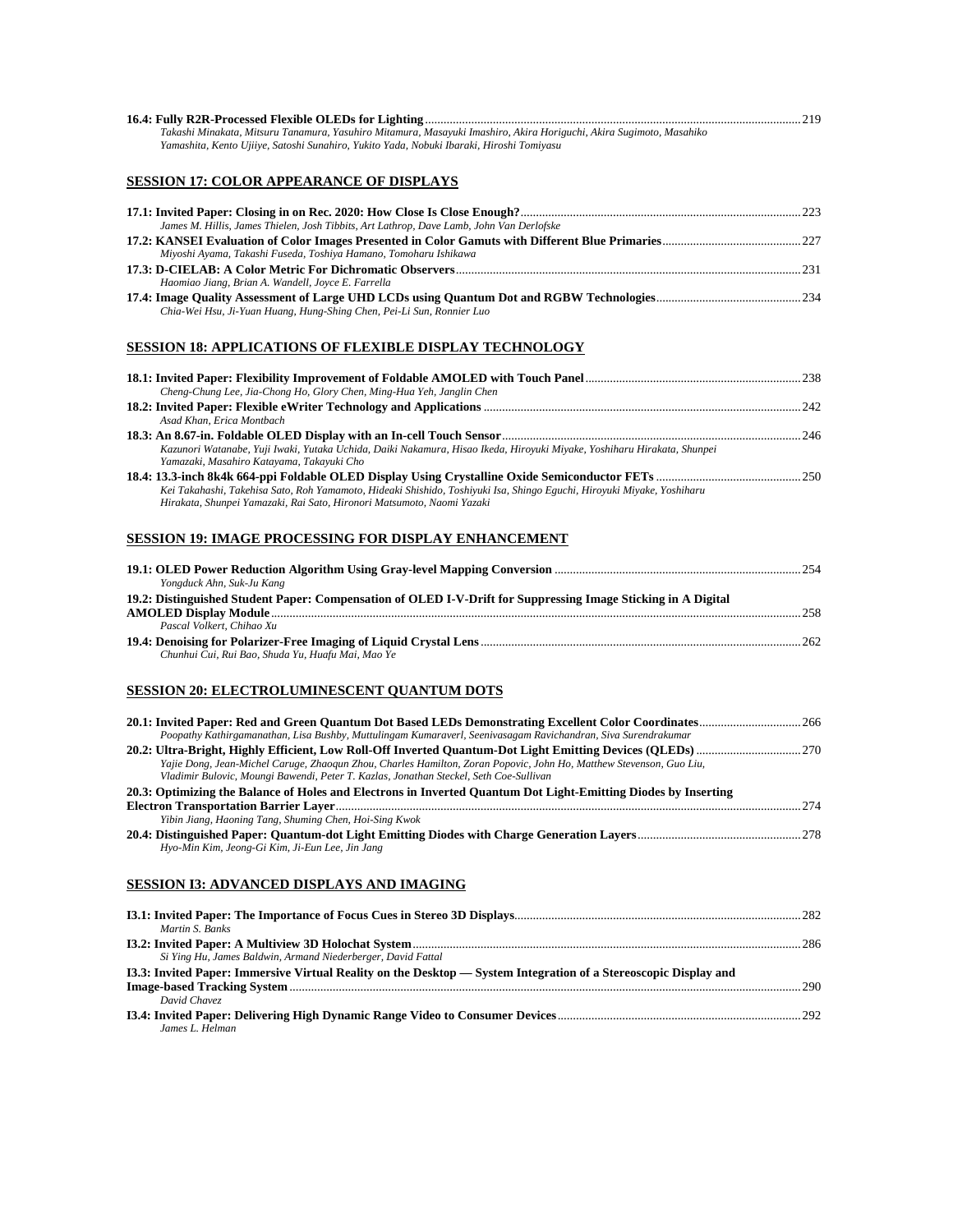**16.4: Fully R2R-Processed Flexible OLEDs for Lighting** ........ 219
*Takashi Minakata, Mitsuru Tanamura, Yasuhiro Mitamura, Masayuki Imashiro, Akira Horiguchi, Akira Sugimoto, Masahiko Yamashita, Kento Ujiiye, Satoshi Sunahiro, Yukito Yada, Nobuki Ibaraki, Hiroshi Tomiyasu*

## SESSION 17: COLOR APPEARANCE OF DISPLAYS

**17.1: Invited Paper: Closing in on Rec. 2020: How Close Is Close Enough?** ........ 223
*James M. Hillis, James Thielen, Josh Tibbits, Art Lathrop, Dave Lamb, John Van Derlofske*

**17.2: KANSEI Evaluation of Color Images Presented in Color Gamuts with Different Blue Primaries** ........ 227
*Miyoshi Ayama, Takashi Fuseda, Toshiya Hamano, Tomoharu Ishikawa*

**17.3: D-CIELAB: A Color Metric For Dichromatic Observers** ........ 231
*Haomiao Jiang, Brian A. Wandell, Joyce E. Farrella*

**17.4: Image Quality Assessment of Large UHD LCDs using Quantum Dot and RGBW Technologies** ........ 234
*Chia-Wei Hsu, Ji-Yuan Huang, Hung-Shing Chen, Pei-Li Sun, Ronnier Luo*

## SESSION 18: APPLICATIONS OF FLEXIBLE DISPLAY TECHNOLOGY

**18.1: Invited Paper: Flexibility Improvement of Foldable AMOLED with Touch Panel** ........ 238
*Cheng-Chung Lee, Jia-Chong Ho, Glory Chen, Ming-Hua Yeh, Janglin Chen*

**18.2: Invited Paper: Flexible eWriter Technology and Applications** ........ 242
*Asad Khan, Erica Montbach*

**18.3: An 8.67-in. Foldable OLED Display with an In-cell Touch Sensor** ........ 246
*Kazunori Watanabe, Yuji Iwaki, Yutaka Uchida, Daiki Nakamura, Hisao Ikeda, Hiroyuki Miyake, Yoshiharu Hirakata, Shunpei Yamazaki, Masahiro Katayama, Takayuki Cho*

**18.4: 13.3-inch 8k4k 664-ppi Foldable OLED Display Using Crystalline Oxide Semiconductor FETs** ........ 250
*Kei Takahashi, Takehisa Sato, Roh Yamamoto, Hideaki Shishido, Toshiyuki Isa, Shingo Eguchi, Hiroyuki Miyake, Yoshiharu Hirakata, Shunpei Yamazaki, Rai Sato, Hironori Matsumoto, Naomi Yazaki*

## SESSION 19: IMAGE PROCESSING FOR DISPLAY ENHANCEMENT

**19.1: OLED Power Reduction Algorithm Using Gray-level Mapping Conversion** ........ 254
*Yongduck Ahn, Suk-Ju Kang*

**19.2: Distinguished Student Paper: Compensation of OLED I-V-Drift for Suppressing Image Sticking in A Digital AMOLED Display Module** ........ 258
*Pascal Volkert, Chihao Xu*

**19.4: Denoising for Polarizer-Free Imaging of Liquid Crystal Lens** ........ 262
*Chunhui Cui, Rui Bao, Shuda Yu, Huafu Mai, Mao Ye*

## SESSION 20: ELECTROLUMINESCENT QUANTUM DOTS

**20.1: Invited Paper: Red and Green Quantum Dot Based LEDs Demonstrating Excellent Color Coordinates** ........ 266
*Poopathy Kathirgamanathan, Lisa Bushby, Muttulingam Kumaraverl, Seenivasagam Ravichandran, Siva Surendrakumar*

**20.2: Ultra-Bright, Highly Efficient, Low Roll-Off Inverted Quantum-Dot Light Emitting Devices (QLEDs)** ........ 270
*Yajie Dong, Jean-Michel Caruge, Zhaoqun Zhou, Charles Hamilton, Zoran Popovic, John Ho, Matthew Stevenson, Guo Liu, Vladimir Bulovic, Moungi Bawendi, Peter T. Kazlas, Jonathan Steckel, Seth Coe-Sullivan*

**20.3: Optimizing the Balance of Holes and Electrons in Inverted Quantum Dot Light-Emitting Diodes by Inserting Electron Transportation Barrier Layer** ........ 274
*Yibin Jiang, Haoning Tang, Shuming Chen, Hoi-Sing Kwok*

**20.4: Distinguished Paper: Quantum-dot Light Emitting Diodes with Charge Generation Layers** ........ 278
*Hyo-Min Kim, Jeong-Gi Kim, Ji-Eun Lee, Jin Jang*

## SESSION I3: ADVANCED DISPLAYS AND IMAGING

**I3.1: Invited Paper: The Importance of Focus Cues in Stereo 3D Displays** ........ 282
*Martin S. Banks*

**I3.2: Invited Paper: A Multiview 3D Holochat System** ........ 286
*Si Ying Hu, James Baldwin, Armand Niederberger, David Fattal*

**I3.3: Invited Paper: Immersive Virtual Reality on the Desktop — System Integration of a Stereoscopic Display and Image-based Tracking System** ........ 290
*David Chavez*

**I3.4: Invited Paper: Delivering High Dynamic Range Video to Consumer Devices** ........ 292
*James L. Helman*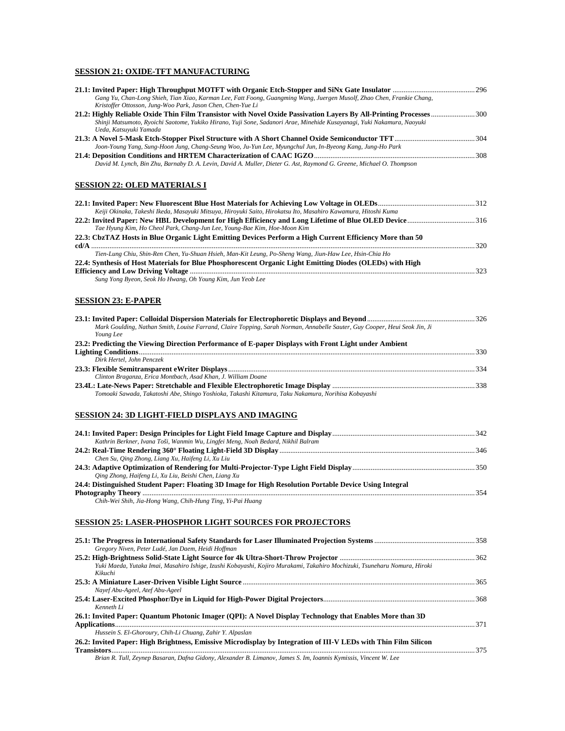## SESSION 21: OXIDE-TFT MANUFACTURING

**21.1: Invited Paper: High Throughput MOTFT with Organic Etch-Stopper and SiNx Gate Insulator** ............ 296
*Gang Yu, Chan-Long Shieh, Tian Xiao, Karman Lee, Fatt Foong, Guangming Wang, Juergen Musolf, Zhao Chen, Frankie Chang, Kristoffer Ottosson, Jung-Woo Park, Jason Chen, Chen-Yue Li*

**21.2: Highly Reliable Oxide Thin Film Transistor with Novel Oxide Passivation Layers By All-Printing Processes** ............ 300
*Shinji Matsumoto, Ryoichi Saotome, Yukiko Hirano, Yuji Sone, Sadanori Arae, Minehide Kusayanagi, Yuki Nakamura, Naoyuki Ueda, Katsuyuki Yamada*

**21.3: A Novel 5-Mask Etch-Stopper Pixel Structure with A Short Channel Oxide Semiconductor TFT** ............ 304
*Joon-Young Yang, Sung-Hoon Jung, Chang-Seung Woo, Ju-Yun Lee, Myungchul Jun, In-Byeong Kang, Jung-Ho Park*

**21.4: Deposition Conditions and HRTEM Characterization of CAAC IGZO** ............ 308
*David M. Lynch, Bin Zhu, Barnaby D. A. Levin, David A. Muller, Dieter G. Ast, Raymond G. Greene, Michael O. Thompson*

## SESSION 22: OLED MATERIALS I

**22.1: Invited Paper: New Fluorescent Blue Host Materials for Achieving Low Voltage in OLEDs** ............ 312
*Keiji Okinaka, Takeshi Ikeda, Masayuki Mitsuya, Hiroyuki Saito, Hirokatsu Ito, Masahiro Kawamura, Hitoshi Kuma*

**22.2: Invited Paper: New HBL Development for High Efficiency and Long Lifetime of Blue OLED Device** ............ 316
*Tae Hyung Kim, Ho Cheol Park, Chang-Jun Lee, Young-Bae Kim, Hoe-Moon Kim*

**22.3: CbzTAZ Hosts in Blue Organic Light Emitting Devices Perform a High Current Efficiency More than 50 cd/A** ............ 320
*Tien-Lung Chiu, Shin-Ren Chen, Yu-Shuan Hsieh, Man-Kit Leung, Po-Sheng Wang, Jiun-Haw Lee, Hsin-Chia Ho*

**22.4: Synthesis of Host Materials for Blue Phosphorescent Organic Light Emitting Diodes (OLEDs) with High Efficiency and Low Driving Voltage** ............ 323
*Sung Yong Byeon, Seok Ho Hwang, Oh Young Kim, Jun Yeob Lee*

## SESSION 23: E-PAPER

**23.1: Invited Paper: Colloidal Dispersion Materials for Electrophoretic Displays and Beyond** ............ 326
*Mark Goulding, Nathan Smith, Louise Farrand, Claire Topping, Sarah Norman, Annabelle Sauter, Guy Cooper, Heui Seok Jin, Ji Young Lee*

**23.2: Predicting the Viewing Direction Performance of E-paper Displays with Front Light under Ambient Lighting Conditions** ............ 330
*Dirk Hertel, John Penczek*

**23.3: Flexible Semitransparent eWriter Displays** ............ 334
*Clinton Braganza, Erica Montbach, Asad Khan, J. William Doane*

**23.4L: Late-News Paper: Stretchable and Flexible Electrophoretic Image Display** ............ 338
*Tomoaki Sawada, Takatoshi Abe, Shingo Yoshioka, Takashi Kitamura, Taku Nakamura, Norihisa Kobayashi*

## SESSION 24: 3D LIGHT-FIELD DISPLAYS AND IMAGING

**24.1: Invited Paper: Design Principles for Light Field Image Capture and Display** ............ 342
*Kathrin Berkner, Ivana Toši, Wanmin Wu, Lingfei Meng, Noah Bedard, Nikhil Balram*

**24.2: Real-Time Rendering 360° Floating Light-Field 3D Display** ............ 346
*Chen Su, Qing Zhong, Liang Xu, Haifeng Li, Xu Liu*

**24.3: Adaptive Optimization of Rendering for Multi-Projector-Type Light Field Display** ............ 350
*Qing Zhong, Haifeng Li, Xu Liu, Beishi Chen, Liang Xu*

**24.4: Distinguished Student Paper: Floating 3D Image for High Resolution Portable Device Using Integral Photography Theory** ............ 354
*Chih-Wei Shih, Jia-Hong Wang, Chih-Hung Ting, Yi-Pai Huang*

## SESSION 25: LASER-PHOSPHOR LIGHT SOURCES FOR PROJECTORS

**25.1: The Progress in International Safety Standards for Laser Illuminated Projection Systems** ............ 358
*Gregory Niven, Peter Ludé, Jan Daem, Heidi Hoffman*

**25.2: High-Brightness Solid-State Light Source for 4k Ultra-Short-Throw Projector** ............ 362
*Yuki Maeda, Yutaka Imai, Masahiro Ishige, Izushi Kobayashi, Kojiro Murakami, Takahiro Mochizuki, Tsuneharu Nomura, Hiroki Kikuchi*

**25.3: A Miniature Laser-Driven Visible Light Source** ............ 365
*Nayef Abu-Ageel, Atef Abu-Ageel*

**25.4: Laser-Excited Phosphor/Dye in Liquid for High-Power Digital Projectors** ............ 368
*Kenneth Li*

**26.1: Invited Paper: Quantum Photonic Imager (QPI): A Novel Display Technology that Enables More than 3D Applications** ............ 371
*Hussein S. El-Ghoroury, Chih-Li Chuang, Zahir Y. Alpaslan*

**26.2: Invited Paper: High Brightness, Emissive Microdisplay by Integration of III-V LEDs with Thin Film Silicon Transistors** ............ 375
*Brian R. Tull, Zeynep Basaran, Dafna Gidony, Alexander B. Limanov, James S. Im, Ioannis Kymissis, Vincent W. Lee*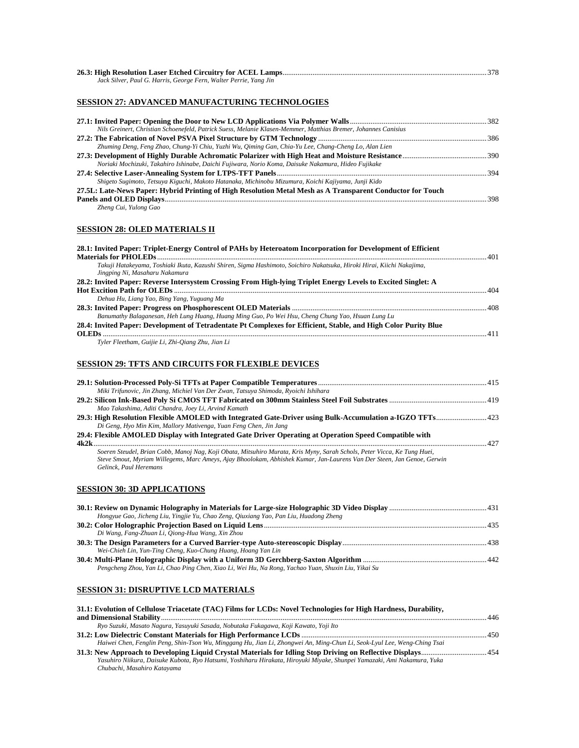**26.3: High Resolution Laser Etched Circuitry for ACEL Lamps** ........ 378
*Jack Silver, Paul G. Harris, George Fern, Walter Perrie, Yang Jin*

## SESSION 27: ADVANCED MANUFACTURING TECHNOLOGIES

**27.1: Invited Paper: Opening the Door to New LCD Applications Via Polymer Walls** ........ 382
*Nils Greinert, Christian Schoenefeld, Patrick Suess, Melanie Klasen-Memmer, Matthias Bremer, Johannes Canisius*

**27.2: The Fabrication of Novel PSVA Pixel Structure by GTM Technology** ........ 386
*Zhuming Deng, Feng Zhao, Chung-Yi Chiu, Yuzhi Wu, Qiming Gan, Chia-Yu Lee, Chang-Cheng Lo, Alan Lien*

**27.3: Development of Highly Durable Achromatic Polarizer with High Heat and Moisture Resistance** ........ 390
*Noriaki Mochizuki, Takahiro Ishinabe, Daichi Fujiwara, Norio Koma, Daisuke Nakamura, Hideo Fujikake*

**27.4: Selective Laser-Annealing System for LTPS-TFT Panels** ........ 394
*Shigeto Sugimoto, Tetsuya Kiguchi, Makoto Hatanaka, Michinobu Mizumura, Koichi Kajiyama, Junji Kido*

**27.5L: Late-News Paper: Hybrid Printing of High Resolution Metal Mesh as A Transparent Conductor for Touch Panels and OLED Displays** ........ 398
*Zheng Cui, Yulong Gao*

## SESSION 28: OLED MATERIALS II

**28.1: Invited Paper: Triplet-Energy Control of PAHs by Heteroatom Incorporation for Development of Efficient Materials for PHOLEDs** ........ 401
*Takuji Hatakeyama, Toshiaki Ikuta, Kazushi Shiren, Sigma Hashimoto, Soichiro Nakatsuka, Hiroki Hirai, Kiichi Nakajima, Jingping Ni, Masaharu Nakamura*

**28.2: Invited Paper: Reverse Intersystem Crossing From High-lying Triplet Energy Levels to Excited Singlet: A Hot Excition Path for OLEDs** ........ 404
*Dehua Hu, Liang Yao, Bing Yang, Yuguang Ma*

**28.3: Invited Paper: Progress on Phosphorescent OLED Materials** ........ 408
*Banumathy Balaganesan, Heh Lung Huang, Huang Ming Guo, Po Wei Hsu, Cheng Chung Yao, Hsuan Lung Lu*

**28.4: Invited Paper: Development of Tetradentate Pt Complexes for Efficient, Stable, and High Color Purity Blue OLEDs** ........ 411
*Tyler Fleetham, Guijie Li, Zhi-Qiang Zhu, Jian Li*

## SESSION 29: TFTS AND CIRCUITS FOR FLEXIBLE DEVICES

**29.1: Solution-Processed Poly-Si TFTs at Paper Compatible Temperatures** ........ 415
*Miki Trifunovic, Jin Zhang, Michiel Van Der Zwan, Tatsuya Shimoda, Ryoichi Ishihara*

**29.2: Silicon Ink-Based Poly Si CMOS TFT Fabricated on 300mm Stainless Steel Foil Substrates** ........ 419
*Mao Takashima, Aditi Chandra, Joey Li, Arvind Kamath*

**29.3: High Resolution Flexible AMOLED with Integrated Gate-Driver using Bulk-Accumulation a-IGZO TFTs** ........ 423
*Di Geng, Hyo Min Kim, Mallory Mativenga, Yuan Feng Chen, Jin Jang*

**29.4: Flexible AMOLED Display with Integrated Gate Driver Operating at Operation Speed Compatible with 4k2k** ........ 427
*Soeren Steudel, Brian Cobb, Manoj Nag, Koji Obata, Mitsuhiro Murata, Kris Myny, Sarah Schols, Peter Vicca, Ke Tung Huei, Steve Smout, Myriam Willegems, Marc Ameys, Ajay Bhoolokam, Abhishek Kumar, Jan-Laurens Van Der Steen, Jan Genoe, Gerwin Gelinck, Paul Heremans*

## SESSION 30: 3D APPLICATIONS

**30.1: Review on Dynamic Holography in Materials for Large-size Holographic 3D Video Display** ........ 431
*Hongyue Gao, Jicheng Liu, Yingjie Yu, Chao Zeng, Qiuxiang Yao, Pan Liu, Huadong Zheng*

**30.2: Color Holographic Projection Based on Liquid Lens** ........ 435
*Di Wang, Fang-Zhuan Li, Qiong-Hua Wang, Xin Zhou*

**30.3: The Design Parameters for a Curved Barrier-type Auto-stereoscopic Display** ........ 438
*Wei-Chieh Lin, Yun-Ting Cheng, Kuo-Chung Huang, Hoang Yan Lin*

**30.4: Multi-Plane Holographic Display with a Uniform 3D Gerchberg-Saxton Algorithm** ........ 442
*Pengcheng Zhou, Yan Li, Chao Ping Chen, Xiao Li, Wei Hu, Na Rong, Yachao Yuan, Shuxin Liu, Yikai Su*

## SESSION 31: DISRUPTIVE LCD MATERIALS

**31.1: Evolution of Cellulose Triacetate (TAC) Films for LCDs: Novel Technologies for High Hardness, Durability, and Dimensional Stability** ........ 446
*Ryo Suzuki, Masato Nagura, Yasuyuki Sasada, Nobutaka Fukagawa, Koji Kawato, Yoji Ito*

**31.2: Low Dielectric Constant Materials for High Performance LCDs** ........ 450
*Haiwei Chen, Fenglin Peng, Shin-Tson Wu, Minggang Hu, Jian Li, Zhongwei An, Ming-Chun Li, Seok-Lyul Lee, Weng-Ching Tsai*

**31.3: New Approach to Developing Liquid Crystal Materials for Idling Stop Driving on Reflective Displays** ........ 454
*Yasuhiro Niikura, Daisuke Kubota, Ryo Hatsumi, Yoshiharu Hirakata, Hiroyuki Miyake, Shunpei Yamazaki, Ami Nakamura, Yuka Chubachi, Masahiro Katayama*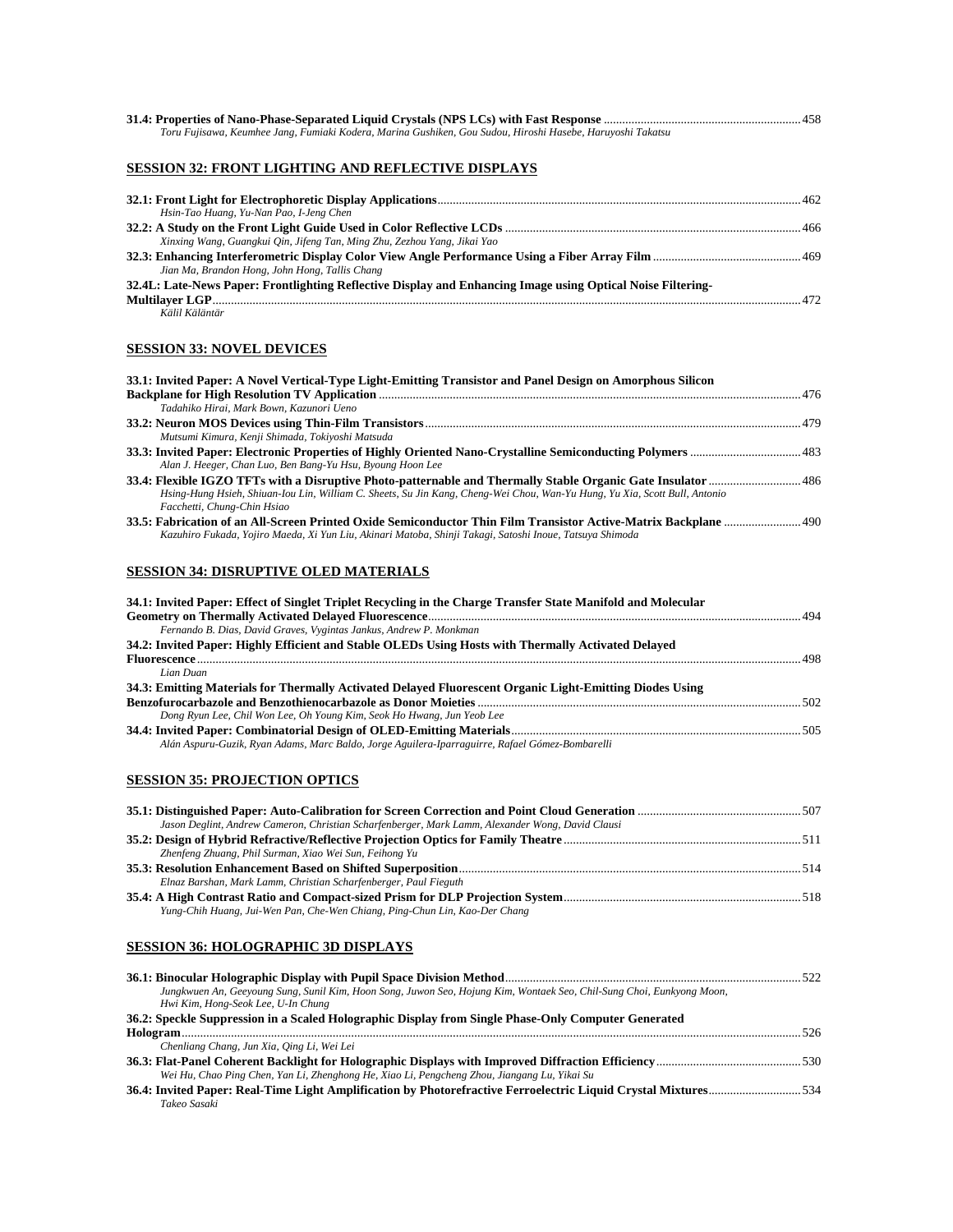**31.4: Properties of Nano-Phase-Separated Liquid Crystals (NPS LCs) with Fast Response** ............ 458
*Toru Fujisawa, Keumhee Jang, Fumiaki Kodera, Marina Gushiken, Gou Sudou, Hiroshi Hasebe, Haruyoshi Takatsu*

## SESSION 32: FRONT LIGHTING AND REFLECTIVE DISPLAYS

**32.1: Front Light for Electrophoretic Display Applications** ............ 462
*Hsin-Tao Huang, Yu-Nan Pao, I-Jeng Chen*

**32.2: A Study on the Front Light Guide Used in Color Reflective LCDs** ............ 466
*Xinxing Wang, Guangkui Qin, Jifeng Tan, Ming Zhu, Zezhou Yang, Jikai Yao*

**32.3: Enhancing Interferometric Display Color View Angle Performance Using a Fiber Array Film** ............ 469
*Jian Ma, Brandon Hong, John Hong, Tallis Chang*

**32.4L: Late-News Paper: Frontlighting Reflective Display and Enhancing Image using Optical Noise Filtering-Multilayer LGP** ............ 472
*Kälil Käläntär*

## SESSION 33: NOVEL DEVICES

**33.1: Invited Paper: A Novel Vertical-Type Light-Emitting Transistor and Panel Design on Amorphous Silicon Backplane for High Resolution TV Application** ............ 476
*Tadahiko Hirai, Mark Bown, Kazunori Ueno*

**33.2: Neuron MOS Devices using Thin-Film Transistors** ............ 479
*Mutsumi Kimura, Kenji Shimada, Tokiyoshi Matsuda*

**33.3: Invited Paper: Electronic Properties of Highly Oriented Nano-Crystalline Semiconducting Polymers** ............ 483
*Alan J. Heeger, Chan Luo, Ben Bang-Yu Hsu, Byoung Hoon Lee*

**33.4: Flexible IGZO TFTs with a Disruptive Photo-patternable and Thermally Stable Organic Gate Insulator** ............ 486
*Hsing-Hung Hsieh, Shiuan-Iou Lin, William C. Sheets, Su Jin Kang, Cheng-Wei Chou, Wan-Yu Hung, Yu Xia, Scott Bull, Antonio Facchetti, Chung-Chin Hsiao*

**33.5: Fabrication of an All-Screen Printed Oxide Semiconductor Thin Film Transistor Active-Matrix Backplane** ............ 490
*Kazuhiro Fukada, Yojiro Maeda, Xi Yun Liu, Akinari Matoba, Shinji Takagi, Satoshi Inoue, Tatsuya Shimoda*

## SESSION 34: DISRUPTIVE OLED MATERIALS

**34.1: Invited Paper: Effect of Singlet Triplet Recycling in the Charge Transfer State Manifold and Molecular Geometry on Thermally Activated Delayed Fluorescence** ............ 494
*Fernando B. Dias, David Graves, Vygintas Jankus, Andrew P. Monkman*

**34.2: Invited Paper: Highly Efficient and Stable OLEDs Using Hosts with Thermally Activated Delayed Fluorescence** ............ 498
*Lian Duan*

**34.3: Emitting Materials for Thermally Activated Delayed Fluorescent Organic Light-Emitting Diodes Using Benzofurocarbazole and Benzothienocarbazole as Donor Moieties** ............ 502
*Dong Ryun Lee, Chil Won Lee, Oh Young Kim, Seok Ho Hwang, Jun Yeob Lee*

**34.4: Invited Paper: Combinatorial Design of OLED-Emitting Materials** ............ 505
*Alán Aspuru-Guzik, Ryan Adams, Marc Baldo, Jorge Aguilera-Iparraguirre, Rafael Gómez-Bombarelli*

## SESSION 35: PROJECTION OPTICS

**35.1: Distinguished Paper: Auto-Calibration for Screen Correction and Point Cloud Generation** ............ 507
*Jason Deglint, Andrew Cameron, Christian Scharfenberger, Mark Lamm, Alexander Wong, David Clausi*

**35.2: Design of Hybrid Refractive/Reflective Projection Optics for Family Theatre** ............ 511
*Zhenfeng Zhuang, Phil Surman, Xiao Wei Sun, Feihong Yu*

**35.3: Resolution Enhancement Based on Shifted Superposition** ............ 514
*Elnaz Barshan, Mark Lamm, Christian Scharfenberger, Paul Fieguth*

**35.4: A High Contrast Ratio and Compact-sized Prism for DLP Projection System** ............ 518
*Yung-Chih Huang, Jui-Wen Pan, Che-Wen Chiang, Ping-Chun Lin, Kao-Der Chang*

## SESSION 36: HOLOGRAPHIC 3D DISPLAYS

**36.1: Binocular Holographic Display with Pupil Space Division Method** ............ 522
*Jungkwuen An, Geeyoung Sung, Sunil Kim, Hoon Song, Juwon Seo, Hojung Kim, Wontaek Seo, Chil-Sung Choi, Eunkyong Moon, Hwi Kim, Hong-Seok Lee, U-In Chung*

**36.2: Speckle Suppression in a Scaled Holographic Display from Single Phase-Only Computer Generated Hologram** ............ 526
*Chenliang Chang, Jun Xia, Qing Li, Wei Lei*

**36.3: Flat-Panel Coherent Backlight for Holographic Displays with Improved Diffraction Efficiency** ............ 530
*Wei Hu, Chao Ping Chen, Yan Li, Zhenghong He, Xiao Li, Pengcheng Zhou, Jiangang Lu, Yikai Su*

**36.4: Invited Paper: Real-Time Light Amplification by Photorefractive Ferroelectric Liquid Crystal Mixtures** ............ 534
*Takeo Sasaki*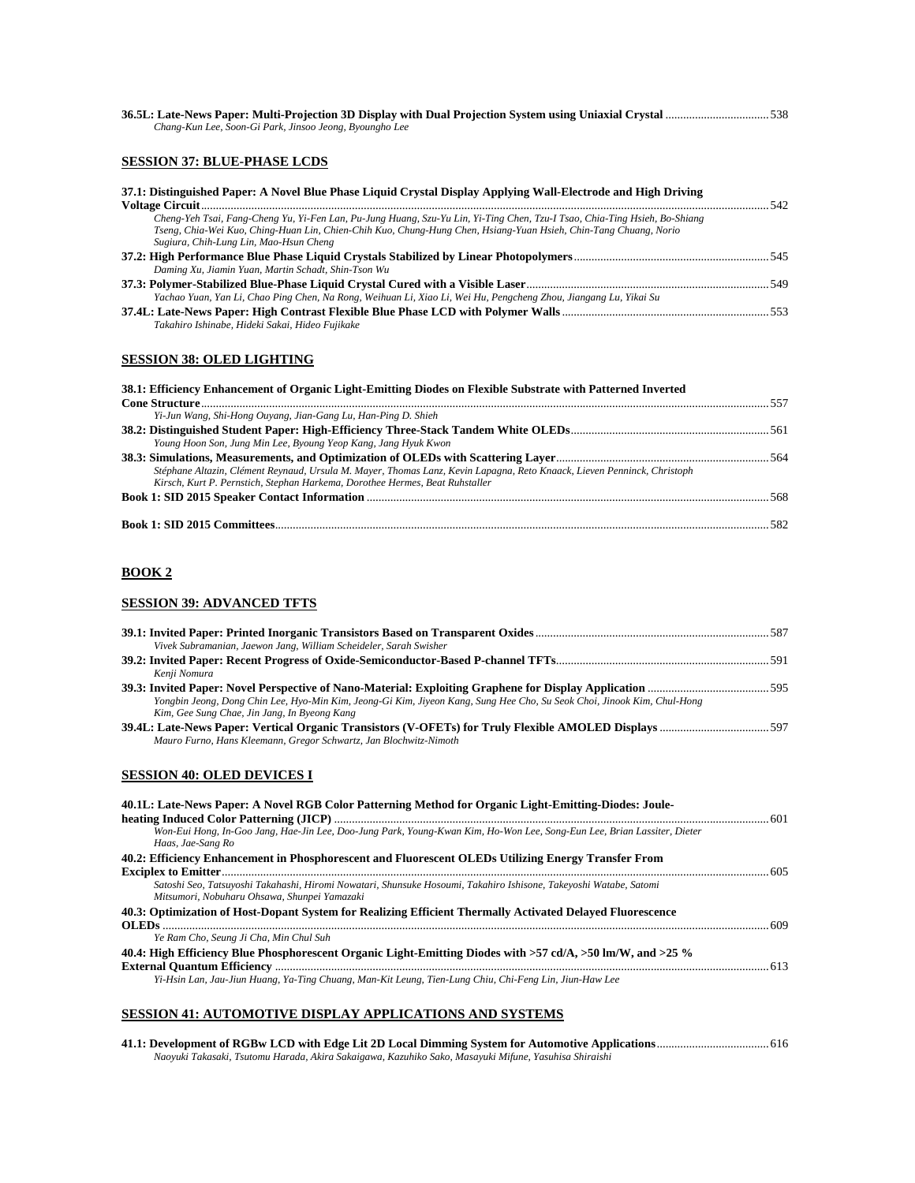**36.5L: Late-News Paper: Multi-Projection 3D Display with Dual Projection System using Uniaxial Crystal** .................................. 538
*Chang-Kun Lee, Soon-Gi Park, Jinsoo Jeong, Byoungho Lee*

## SESSION 37: BLUE-PHASE LCDS

**37.1: Distinguished Paper: A Novel Blue Phase Liquid Crystal Display Applying Wall-Electrode and High Driving Voltage Circuit** ..................................................................................................................................... 542
*Cheng-Yeh Tsai, Fang-Cheng Yu, Yi-Fen Lan, Pu-Jung Huang, Szu-Yu Lin, Yi-Ting Chen, Tzu-I Tsao, Chia-Ting Hsieh, Bo-Shiang Tseng, Chia-Wei Kuo, Ching-Huan Lin, Chien-Chih Kuo, Chung-Hung Chen, Hsiang-Yuan Hsieh, Chin-Tang Chuang, Norio Sugiura, Chih-Lung Lin, Mao-Hsun Cheng*

**37.2: High Performance Blue Phase Liquid Crystals Stabilized by Linear Photopolymers** ................................................................. 545
*Daming Xu, Jiamin Yuan, Martin Schadt, Shin-Tson Wu*

**37.3: Polymer-Stabilized Blue-Phase Liquid Crystal Cured with a Visible Laser** ................................................................................. 549
*Yachao Yuan, Yan Li, Chao Ping Chen, Na Rong, Weihuan Li, Xiao Li, Wei Hu, Pengcheng Zhou, Jiangang Lu, Yikai Su*

**37.4L: Late-News Paper: High Contrast Flexible Blue Phase LCD with Polymer Walls** ..................................................................... 553
*Takahiro Ishinabe, Hideki Sakai, Hideo Fujikake*

## SESSION 38: OLED LIGHTING

**38.1: Efficiency Enhancement of Organic Light-Emitting Diodes on Flexible Substrate with Patterned Inverted Cone Structure** ..................................................................................................................................... 557
*Yi-Jun Wang, Shi-Hong Ouyang, Jian-Gang Lu, Han-Ping D. Shieh*

**38.2: Distinguished Student Paper: High-Efficiency Three-Stack Tandem White OLEDs** .................................................................. 561
*Young Hoon Son, Jung Min Lee, Byoung Yeop Kang, Jang Hyuk Kwon*

**38.3: Simulations, Measurements, and Optimization of OLEDs with Scattering Layer** ....................................................................... 564
*Stéphane Altazin, Clément Reynaud, Ursula M. Mayer, Thomas Lanz, Kevin Lapagna, Reto Knaack, Lieven Penninck, Christoph Kirsch, Kurt P. Pernstich, Stephan Harkema, Dorothee Hermes, Beat Ruhstaller*

**Book 1: SID 2015 Speaker Contact Information** ....................................................................................................................... 568

**Book 1: SID 2015 Committees** .................................................................................................................................................. 582

## BOOK 2

## SESSION 39: ADVANCED TFTS

**39.1: Invited Paper: Printed Inorganic Transistors Based on Transparent Oxides** .............................................................................. 587
*Vivek Subramanian, Jaewon Jang, William Scheideler, Sarah Swisher*

**39.2: Invited Paper: Recent Progress of Oxide-Semiconductor-Based P-channel TFTs** ....................................................................... 591
*Kenji Nomura*

**39.3: Invited Paper: Novel Perspective of Nano-Material: Exploiting Graphene for Display Application** ......................................... 595
*Yongbin Jeong, Dong Chin Lee, Hyo-Min Kim, Jeong-Gi Kim, Jiyeon Kang, Sung Hee Cho, Su Seok Choi, Jinook Kim, Chul-Hong Kim, Gee Sung Chae, Jin Jang, In Byeong Kang*

**39.4L: Late-News Paper: Vertical Organic Transistors (V-OFETs) for Truly Flexible AMOLED Displays** ..................................... 597
*Mauro Furno, Hans Kleemann, Gregor Schwartz, Jan Blochwitz-Nimoth*

## SESSION 40: OLED DEVICES I

**40.1L: Late-News Paper: A Novel RGB Color Patterning Method for Organic Light-Emitting-Diodes: Joule-heating Induced Color Patterning (JICP)** ................................................................................................................. 601
*Won-Eui Hong, In-Goo Jang, Hae-Jin Lee, Doo-Jung Park, Young-Kwan Kim, Ho-Won Lee, Song-Eun Lee, Brian Lassiter, Dieter Haas, Jae-Sang Ro*

**40.2: Efficiency Enhancement in Phosphorescent and Fluorescent OLEDs Utilizing Energy Transfer From Exciplex to Emitter** ..................................................................................................................................... 605
*Satoshi Seo, Tatsuyoshi Takahashi, Hiromi Nowatari, Shunsuke Hosoumi, Takahiro Ishisone, Takeyoshi Watabe, Satomi Mitsumori, Nobuharu Ohsawa, Shunpei Yamazaki*

**40.3: Optimization of Host-Dopant System for Realizing Efficient Thermally Activated Delayed Fluorescence OLEDs** ..................................................................................................................................... 609
*Ye Ram Cho, Seung Ji Cha, Min Chul Suh*

**40.4: High Efficiency Blue Phosphorescent Organic Light-Emitting Diodes with >57 cd/A, >50 lm/W, and >25 % External Quantum Efficiency** ..................................................................................................................................... 613
*Yi-Hsin Lan, Jau-Jiun Huang, Ya-Ting Chuang, Man-Kit Leung, Tien-Lung Chiu, Chi-Feng Lin, Jiun-Haw Lee*

## SESSION 41: AUTOMOTIVE DISPLAY APPLICATIONS AND SYSTEMS

**41.1: Development of RGBw LCD with Edge Lit 2D Local Dimming System for Automotive Applications** ...................................... 616
*Naoyuki Takasaki, Tsutomu Harada, Akira Sakaigawa, Kazuhiko Sako, Masayuki Mifune, Yasuhisa Shiraishi*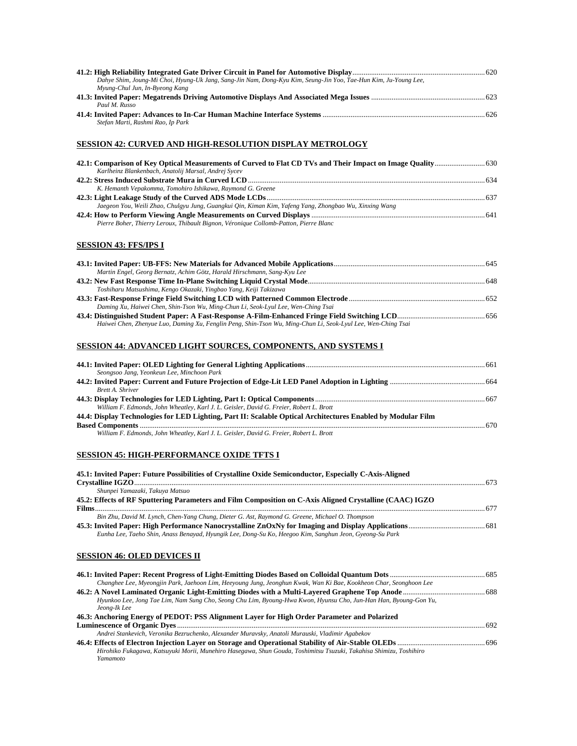**41.2: High Reliability Integrated Gate Driver Circuit in Panel for Automotive Display** ...................... 620
*Dahye Shim, Joung-Mi Choi, Hyung-Uk Jang, Sang-Jin Nam, Dong-Kyu Kim, Seung-Jin Yoo, Tae-Hun Kim, Ju-Young Lee, Myung-Chul Jun, In-Byeong Kang*

**41.3: Invited Paper: Megatrends Driving Automotive Displays And Associated Mega Issues** ...................... 623
*Paul M. Russo*

**41.4: Invited Paper: Advances to In-Car Human Machine Interface Systems** ...................... 626
*Stefan Marti, Rashmi Rao, Ip Park*

## SESSION 42: CURVED AND HIGH-RESOLUTION DISPLAY METROLOGY

**42.1: Comparison of Key Optical Measurements of Curved to Flat CD TVs and Their Impact on Image Quality** ...................... 630
*Karlheinz Blankenbach, Anatolij Marsal, Andrej Sycev*

**42.2: Stress Induced Substrate Mura in Curved LCD** ...................... 634
*K. Hemanth Vepakomma, Tomohiro Ishikawa, Raymond G. Greene*

**42.3: Light Leakage Study of the Curved ADS Mode LCDs** ...................... 637
*Jaegeon You, Weili Zhao, Chulgyu Jung, Guangkui Qin, Kiman Kim, Yafeng Yang, Zhongbao Wu, Xinxing Wang*

**42.4: How to Perform Viewing Angle Measurements on Curved Displays** ...................... 641
*Pierre Boher, Thierry Leroux, Thibault Bignon, Véronique Collomb-Patton, Pierre Blanc*

## SESSION 43: FFS/IPS I

**43.1: Invited Paper: UB-FFS: New Materials for Advanced Mobile Applications** ...................... 645
*Martin Engel, Georg Bernatz, Achim Götz, Harald Hirschmann, Sang-Kyu Lee*

**43.2: New Fast Response Time In-Plane Switching Liquid Crystal Mode** ...................... 648
*Toshiharu Matsushima, Kengo Okazaki, Yingbao Yang, Keiji Takizawa*

**43.3: Fast-Response Fringe Field Switching LCD with Patterned Common Electrode** ...................... 652
*Daming Xu, Haiwei Chen, Shin-Tson Wu, Ming-Chun Li, Seok-Lyul Lee, Wen-Ching Tsai*

**43.4: Distinguished Student Paper: A Fast-Response A-Film-Enhanced Fringe Field Switching LCD** ...................... 656
*Haiwei Chen, Zhenyue Luo, Daming Xu, Fenglin Peng, Shin-Tson Wu, Ming-Chun Li, Seok-Lyul Lee, Wen-Ching Tsai*

## SESSION 44: ADVANCED LIGHT SOURCES, COMPONENTS, AND SYSTEMS I

**44.1: Invited Paper: OLED Lighting for General Lighting Applications** ...................... 661
*Seongsoo Jang, Yeonkeun Lee, Minchoon Park*

**44.2: Invited Paper: Current and Future Projection of Edge-Lit LED Panel Adoption in Lighting** ...................... 664
*Brett A. Shriver*

**44.3: Display Technologies for LED Lighting, Part I: Optical Components** ...................... 667
*William F. Edmonds, John Wheatley, Karl J. L. Geisler, David G. Freier, Robert L. Brott*

**44.4: Display Technologies for LED Lighting, Part II: Scalable Optical Architectures Enabled by Modular Film Based Components** ...................... 670
*William F. Edmonds, John Wheatley, Karl J. L. Geisler, David G. Freier, Robert L. Brott*

## SESSION 45: HIGH-PERFORMANCE OXIDE TFTS I

**45.1: Invited Paper: Future Possibilities of Crystalline Oxide Semiconductor, Especially C-Axis-Aligned Crystalline IGZO** ...................... 673
*Shunpei Yamazaki, Takuya Matsuo*

**45.2: Effects of RF Sputtering Parameters and Film Composition on C-Axis Aligned Crystalline (CAAC) IGZO Films** ...................... 677
*Bin Zhu, David M. Lynch, Chen-Yang Chung, Dieter G. Ast, Raymond G. Greene, Michael O. Thompson*

**45.3: Invited Paper: High Performance Nanocrystalline ZnOxNy for Imaging and Display Applications** ...................... 681
*Eunha Lee, Taeho Shin, Anass Benayad, Hyungik Lee, Dong-Su Ko, Heegoo Kim, Sanghun Jeon, Gyeong-Su Park*

## SESSION 46: OLED DEVICES II

**46.1: Invited Paper: Recent Progress of Light-Emitting Diodes Based on Colloidal Quantum Dots** ...................... 685
*Changhee Lee, Myeongjin Park, Jaehoon Lim, Heeyoung Jung, Jeonghun Kwak, Wan Ki Bae, Kookheon Char, Seonghoon Lee*

**46.2: A Novel Laminated Organic Light-Emitting Diodes with a Multi-Layered Graphene Top Anode** ...................... 688
*Hyunkoo Lee, Jong Tae Lim, Nam Sung Cho, Seong Chu Lim, Byoung-Hwa Kwon, Hyunsu Cho, Jun-Han Han, Byoung-Gon Yu, Jeong-Ik Lee*

**46.3: Anchoring Energy of PEDOT: PSS Alignment Layer for High Order Parameter and Polarized Luminescence of Organic Dyes** ...................... 692
*Andrei Stankevich, Veronika Bezruchenko, Alexander Muravsky, Anatoli Murauski, Vladimir Agabekov*

**46.4: Effects of Electron Injection Layer on Storage and Operational Stability of Air-Stable OLEDs** ...................... 696
*Hirohiko Fukagawa, Katsuyuki Morii, Munehiro Hasegawa, Shun Gouda, Toshimitsu Tsuzuki, Takahisa Shimizu, Toshihiro Yamamoto*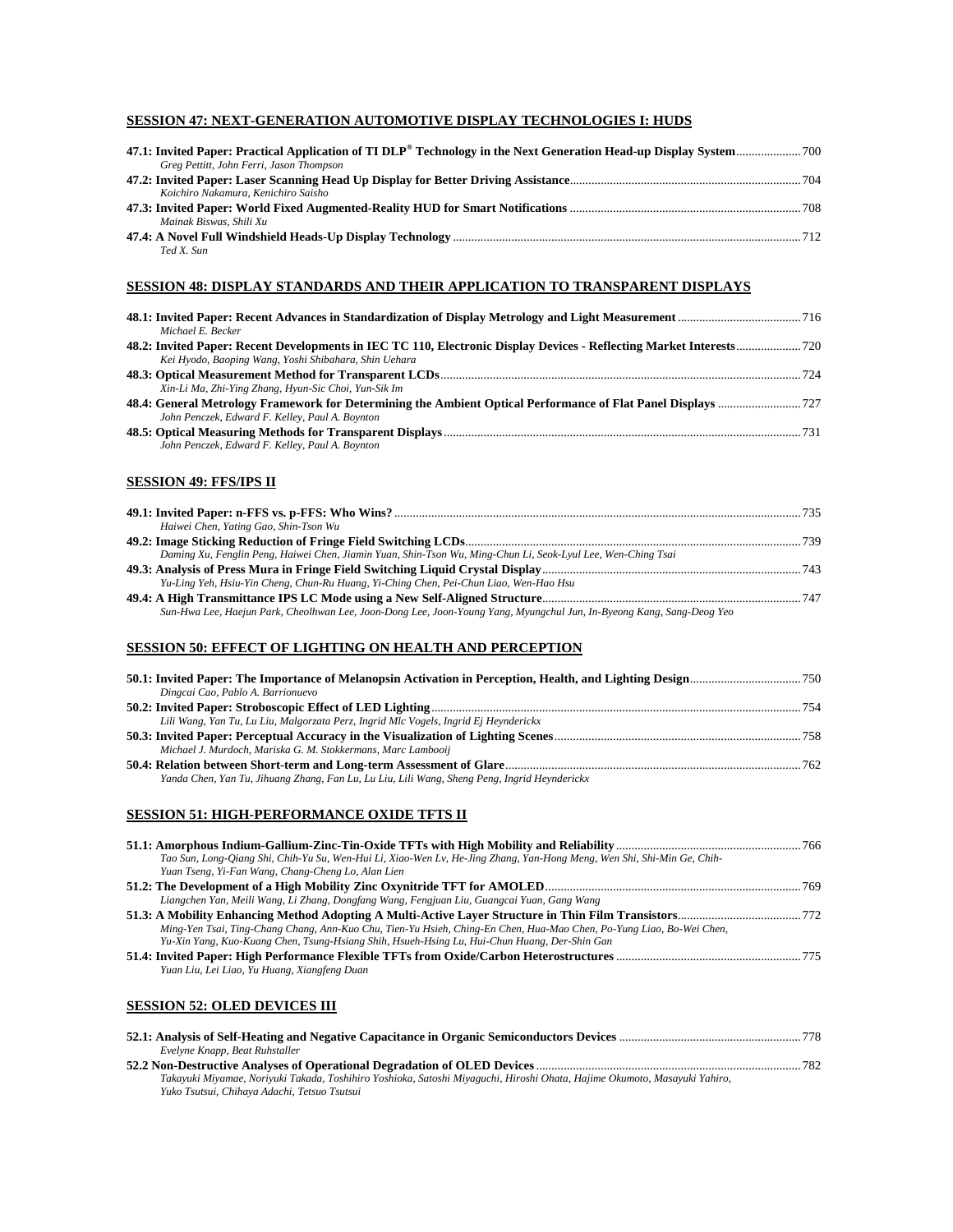## SESSION 47: NEXT-GENERATION AUTOMOTIVE DISPLAY TECHNOLOGIES I: HUDS

**47.1: Invited Paper: Practical Application of TI DLP® Technology in the Next Generation Head-up Display System** .......... 700
*Greg Pettitt, John Ferri, Jason Thompson*

**47.2: Invited Paper: Laser Scanning Head Up Display for Better Driving Assistance** .......... 704
*Koichiro Nakamura, Kenichiro Saisho*

**47.3: Invited Paper: World Fixed Augmented-Reality HUD for Smart Notifications** .......... 708
*Mainak Biswas, Shili Xu*

**47.4: A Novel Full Windshield Heads-Up Display Technology** .......... 712
*Ted X. Sun*

## SESSION 48: DISPLAY STANDARDS AND THEIR APPLICATION TO TRANSPARENT DISPLAYS

**48.1: Invited Paper: Recent Advances in Standardization of Display Metrology and Light Measurement** .......... 716
*Michael E. Becker*

**48.2: Invited Paper: Recent Developments in IEC TC 110, Electronic Display Devices - Reflecting Market Interests** .......... 720
*Kei Hyodo, Baoping Wang, Yoshi Shibahara, Shin Uehara*

**48.3: Optical Measurement Method for Transparent LCDs** .......... 724
*Xin-Li Ma, Zhi-Ying Zhang, Hyun-Sic Choi, Yun-Sik Im*

**48.4: General Metrology Framework for Determining the Ambient Optical Performance of Flat Panel Displays** .......... 727
*John Penczek, Edward F. Kelley, Paul A. Boynton*

**48.5: Optical Measuring Methods for Transparent Displays** .......... 731
*John Penczek, Edward F. Kelley, Paul A. Boynton*

## SESSION 49: FFS/IPS II

**49.1: Invited Paper: n-FFS vs. p-FFS: Who Wins?** .......... 735
*Haiwei Chen, Yating Gao, Shin-Tson Wu*

**49.2: Image Sticking Reduction of Fringe Field Switching LCDs** .......... 739
*Daming Xu, Fenglin Peng, Haiwei Chen, Jiamin Yuan, Shin-Tson Wu, Ming-Chun Li, Seok-Lyul Lee, Wen-Ching Tsai*

**49.3: Analysis of Press Mura in Fringe Field Switching Liquid Crystal Display** .......... 743
*Yu-Ling Yeh, Hsiu-Yin Cheng, Chun-Ru Huang, Yi-Ching Chen, Pei-Chun Liao, Wen-Hao Hsu*

**49.4: A High Transmittance IPS LC Mode using a New Self-Aligned Structure** .......... 747
*Sun-Hwa Lee, Haejun Park, Cheolhwan Lee, Joon-Dong Lee, Joon-Young Yang, Myungchul Jun, In-Byeong Kang, Sang-Deog Yeo*

## SESSION 50: EFFECT OF LIGHTING ON HEALTH AND PERCEPTION

**50.1: Invited Paper: The Importance of Melanopsin Activation in Perception, Health, and Lighting Design** .......... 750
*Dingcai Cao, Pablo A. Barrionuevo*

**50.2: Invited Paper: Stroboscopic Effect of LED Lighting** .......... 754
*Lili Wang, Yan Tu, Lu Liu, Malgorzata Perz, Ingrid Mlc Vogels, Ingrid Ej Heynderickx*

**50.3: Invited Paper: Perceptual Accuracy in the Visualization of Lighting Scenes** .......... 758
*Michael J. Murdoch, Mariska G. M. Stokkermans, Marc Lambooij*

**50.4: Relation between Short-term and Long-term Assessment of Glare** .......... 762
*Yanda Chen, Yan Tu, Jihuang Zhang, Fan Lu, Lu Liu, Lili Wang, Sheng Peng, Ingrid Heynderickx*

## SESSION 51: HIGH-PERFORMANCE OXIDE TFTS II

**51.1: Amorphous Indium-Gallium-Zinc-Tin-Oxide TFTs with High Mobility and Reliability** .......... 766
*Tao Sun, Long-Qiang Shi, Chih-Yu Su, Wen-Hui Li, Xiao-Wen Lv, He-Jing Zhang, Yan-Hong Meng, Wen Shi, Shi-Min Ge, Chih-Yuan Tseng, Yi-Fan Wang, Chang-Cheng Lo, Alan Lien*

**51.2: The Development of a High Mobility Zinc Oxynitride TFT for AMOLED** .......... 769
*Liangchen Yan, Meili Wang, Li Zhang, Dongfang Wang, Fengjuan Liu, Guangcai Yuan, Gang Wang*

**51.3: A Mobility Enhancing Method Adopting A Multi-Active Layer Structure in Thin Film Transistors** .......... 772
*Ming-Yen Tsai, Ting-Chang Chang, Ann-Kuo Chu, Tien-Yu Hsieh, Ching-En Chen, Hua-Mao Chen, Po-Yung Liao, Bo-Wei Chen, Yu-Xin Yang, Kuo-Kuang Chen, Tsung-Hsiang Shih, Hsueh-Hsing Lu, Hui-Chun Huang, Der-Shin Gan*

**51.4: Invited Paper: High Performance Flexible TFTs from Oxide/Carbon Heterostructures** .......... 775
*Yuan Liu, Lei Liao, Yu Huang, Xiangfeng Duan*

## SESSION 52: OLED DEVICES III

**52.1: Analysis of Self-Heating and Negative Capacitance in Organic Semiconductors Devices** .......... 778
*Evelyne Knapp, Beat Ruhstaller*

**52.2 Non-Destructive Analyses of Operational Degradation of OLED Devices** .......... 782
*Takayuki Miyamae, Noriyuki Takada, Toshihiro Yoshioka, Satoshi Miyaguchi, Hiroshi Ohata, Hajime Okumoto, Masayuki Yahiro, Yuko Tsutsui, Chihaya Adachi, Tetsuo Tsutsui*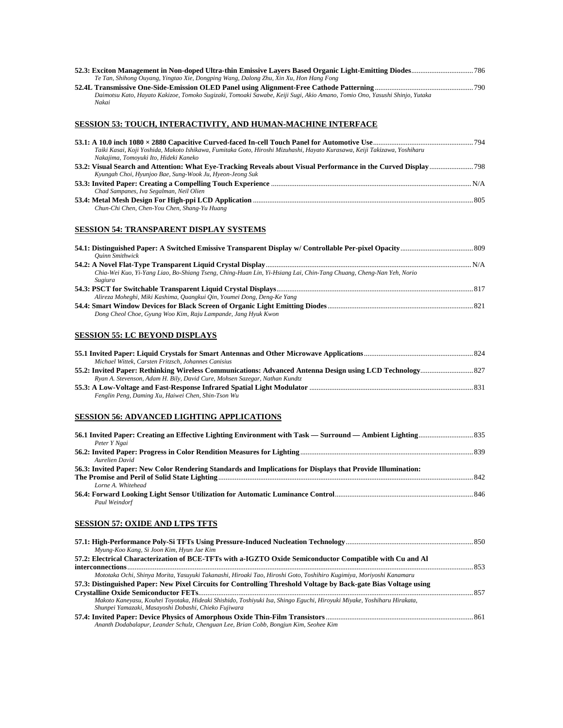**52.3: Exciton Management in Non-doped Ultra-thin Emissive Layers Based Organic Light-Emitting Diodes** .................................. 786
*Te Tan, Shihong Ouyang, Yingtao Xie, Dongping Wang, Dalong Zhu, Xin Xu, Hon Hang Fong*

**52.4L Transmissive One-Side-Emission OLED Panel using Alignment-Free Cathode Patterning** ..................................................... 790
*Daimotsu Kato, Hayato Kakizoe, Tomoko Sugizaki, Tomoaki Sawabe, Keiji Sugi, Akio Amano, Tomio Ono, Yasushi Shinjo, Yutaka Nakai*

## SESSION 53: TOUCH, INTERACTIVITY, AND HUMAN-MACHINE INTERFACE

**53.1: A 10.0 inch 1080 × 2880 Capacitive Curved-faced In-cell Touch Panel for Automotive Use** ...................................................... 794
*Taiki Kasai, Koji Yoshida, Makoto Ishikawa, Fumitaka Goto, Hiroshi Mizuhashi, Hayato Kurasawa, Keiji Takizawa, Yoshiharu Nakajima, Tomoyuki Ito, Hideki Kaneko*

**53.2: Visual Search and Attention: What Eye-Tracking Reveals about Visual Performance in the Curved Display** ........................ 798
*Kyungah Choi, Hyunjoo Bae, Sung-Wook Ju, Hyeon-Jeong Suk*

**53.3: Invited Paper: Creating a Compelling Touch Experience** ............................................................................................................ N/A
*Chad Sampanes, Iva Segalman, Neil Olien*

**53.4: Metal Mesh Design For High-ppi LCD Application** ....................................................................................................................... 805
*Chun-Chi Chen, Chen-You Chen, Shang-Yu Huang*

## SESSION 54: TRANSPARENT DISPLAY SYSTEMS

**54.1: Distinguished Paper: A Switched Emissive Transparent Display w/ Controllable Per-pixel Opacity** ........................................ 809
*Quinn Smithwick*

**54.2: A Novel Flat-Type Transparent Liquid Crystal Display** ................................................................................................................ N/A
*Chia-Wei Kuo, Yi-Shiang Liao, Bo-Shiang Tseng, Ching-Huan Lin, Yi-Hsiang Lai, Chin-Tang Chuang, Cheng-Nan Yeh, Norio Sugiura*

**54.3: PSCT for Switchable Transparent Liquid Crystal Displays** ........................................................................................................... 817
*Alireza Moheghi, Miki Kashima, Quangkui Qin, Youmei Dong, Deng-Ke Yang*

**54.4: Smart Window Devices for Black Screen of Organic Light Emitting Diodes** ................................................................................ 821
*Dong Cheol Choe, Gyung Woo Kim, Raju Lampande, Jang Hyuk Kwon*

## SESSION 55: LC BEYOND DISPLAYS

**55.1 Invited Paper: Liquid Crystals for Smart Antennas and Other Microwave Applications** ............................................................ 824
*Michael Wittek, Carsten Fritzsch, Johannes Canisius*

**55.2: Invited Paper: Rethinking Wireless Communications: Advanced Antenna Design using LCD Technology** ............................. 827
*Ryan A. Stevenson, Adam H. Bily, David Cure, Mohsen Sazegar, Nathan Kundtz*

**55.3: A Low-Voltage and Fast-Response Infrared Spatial Light Modulator** .......................................................................................... 831
*Fenglin Peng, Daming Xu, Haiwei Chen, Shin-Tson Wu*

## SESSION 56: ADVANCED LIGHTING APPLICATIONS

**56.1 Invited Paper: Creating an Effective Lighting Environment with Task — Surround — Ambient Lighting** .............................. 835
*Peter Y Ngai*

**56.2: Invited Paper: Progress in Color Rendition Measures for Lighting** ............................................................................................... 839
*Aurelien David*

**56.3: Invited Paper: New Color Rendering Standards and Implications for Displays that Provide Illumination: The Promise and Peril of Solid State Lighting** .......................................................................................................................................... 842
*Lorne A. Whitehead*

**56.4: Forward Looking Light Sensor Utilization for Automatic Luminance Control** ............................................................................ 846
*Paul Weindorf*

## SESSION 57: OXIDE AND LTPS TFTS

**57.1: High-Performance Poly-Si TFTs Using Pressure-Induced Nucleation Technology** ...................................................................... 850
*Myung-Koo Kang, Si Joon Kim, Hyun Jae Kim*

**57.2: Electrical Characterization of BCE-TFTs with a-IGZTO Oxide Semiconductor Compatible with Cu and Al interconnections** ...................................................................................................................................................................... 853
*Mototaka Ochi, Shinya Morita, Yasuyuki Takanashi, Hiroaki Tao, Hiroshi Goto, Toshihiro Kugimiya, Moriyoshi Kanamaru*

**57.3: Distinguished Paper: New Pixel Circuits for Controlling Threshold Voltage by Back-gate Bias Voltage using Crystalline Oxide Semiconductor FETs** .................................................................................................................................................... 857
*Makoto Kaneyasu, Kouhei Toyotaka, Hideaki Shishido, Toshiyuki Isa, Shingo Eguchi, Hiroyuki Miyake, Yoshiharu Hirakata, Shunpei Yamazaki, Masayoshi Dobashi, Chieko Fujiwara*

**57.4: Invited Paper: Device Physics of Amorphous Oxide Thin-Film Transistors** ................................................................................. 861
*Ananth Dodabalapur, Leander Schulz, Chenguan Lee, Brian Cobb, Bongjun Kim, Seohee Kim*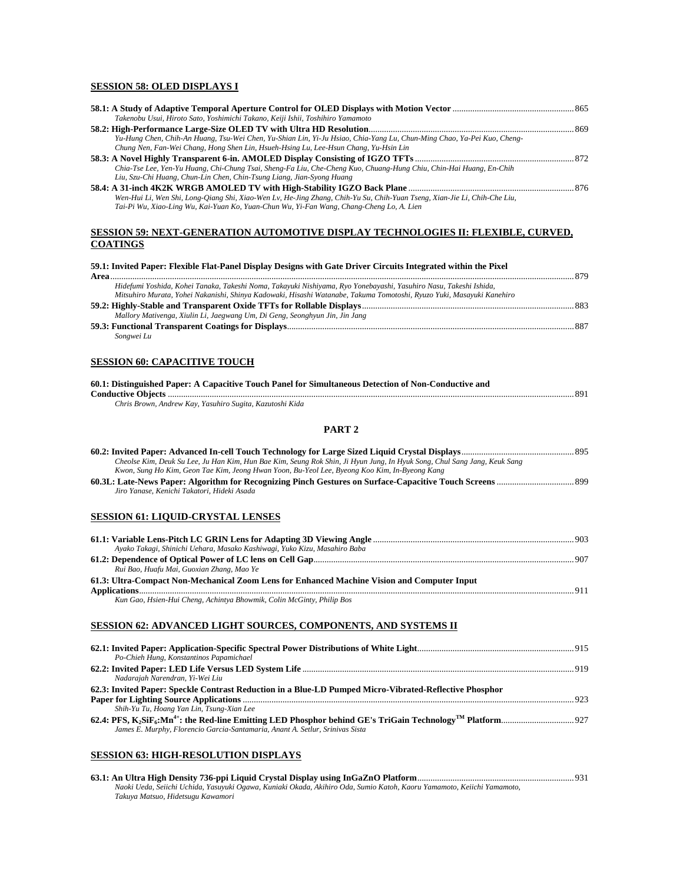## SESSION 58: OLED DISPLAYS I

**58.1: A Study of Adaptive Temporal Aperture Control for OLED Displays with Motion Vector** ........ 865
*Takenobu Usui, Hiroto Sato, Yoshimichi Takano, Keiji Ishii, Toshihiro Yamamoto*

**58.2: High-Performance Large-Size OLED TV with Ultra HD Resolution** ........ 869
*Yu-Hung Chen, Chih-An Huang, Tsu-Wei Chen, Yu-Shian Lin, Yi-Ju Hsiao, Chia-Yang Lu, Chun-Ming Chao, Ya-Pei Kuo, Cheng-Chung Nen, Fan-Wei Chang, Hong Shen Lin, Hsueh-Hsing Lu, Lee-Hsun Chang, Yu-Hsin Lin*

**58.3: A Novel Highly Transparent 6-in. AMOLED Display Consisting of IGZO TFTs** ........ 872
*Chia-Tse Lee, Yen-Yu Huang, Chi-Chung Tsai, Sheng-Fa Liu, Che-Cheng Kuo, Chuang-Hung Chiu, Chin-Hai Huang, En-Chih Liu, Szu-Chi Huang, Chun-Lin Chen, Chin-Tsung Liang, Jian-Syong Huang*

**58.4: A 31-inch 4K2K WRGB AMOLED TV with High-Stability IGZO Back Plane** ........ 876
*Wen-Hui Li, Wen Shi, Long-Qiang Shi, Xiao-Wen Lv, He-Jing Zhang, Chih-Yu Su, Chih-Yuan Tseng, Xian-Jie Li, Chih-Che Liu, Tai-Pi Wu, Xiao-Ling Wu, Kai-Yuan Ko, Yuan-Chun Wu, Yi-Fan Wang, Chang-Cheng Lo, A. Lien*

## SESSION 59: NEXT-GENERATION AUTOMOTIVE DISPLAY TECHNOLOGIES II: FLEXIBLE, CURVED, COATINGS

**59.1: Invited Paper: Flexible Flat-Panel Display Designs with Gate Driver Circuits Integrated within the Pixel Area** ........ 879
*Hidefumi Yoshida, Kohei Tanaka, Takeshi Noma, Takayuki Nishiyama, Ryo Yonebayashi, Yasuhiro Nasu, Takeshi Ishida, Mitsuhiro Murata, Yohei Nakanishi, Shinya Kadowaki, Hisashi Watanabe, Takuma Tomotoshi, Ryuzo Yuki, Masayuki Kanehiro*

**59.2: Highly-Stable and Transparent Oxide TFTs for Rollable Displays** ........ 883
*Mallory Mativenga, Xiulin Li, Jaegwang Um, Di Geng, Seonghyun Jin, Jin Jang*

**59.3: Functional Transparent Coatings for Displays** ........ 887
*Songwei Lu*

## SESSION 60: CAPACITIVE TOUCH

**60.1: Distinguished Paper: A Capacitive Touch Panel for Simultaneous Detection of Non-Conductive and Conductive Objects** ........ 891
*Chris Brown, Andrew Kay, Yasuhiro Sugita, Kazutoshi Kida*

## PART 2

**60.2: Invited Paper: Advanced In-cell Touch Technology for Large Sized Liquid Crystal Displays** ........ 895
*Cheolse Kim, Deuk Su Lee, Ju Han Kim, Hun Bae Kim, Seung Rok Shin, Ji Hyun Jung, In Hyuk Song, Chul Sang Jang, Keuk Sang Kwon, Sung Ho Kim, Geon Tae Kim, Jeong Hwan Yoon, Bu-Yeol Lee, Byeong Koo Kim, In-Byeong Kang*

**60.3L: Late-News Paper: Algorithm for Recognizing Pinch Gestures on Surface-Capacitive Touch Screens** ........ 899
*Jiro Yanase, Kenichi Takatori, Hideki Asada*

## SESSION 61: LIQUID-CRYSTAL LENSES

**61.1: Variable Lens-Pitch LC GRIN Lens for Adapting 3D Viewing Angle** ........ 903
*Ayako Takagi, Shinichi Uehara, Masako Kashiwagi, Yuko Kizu, Masahiro Baba*

**61.2: Dependence of Optical Power of LC lens on Cell Gap** ........ 907
*Rui Bao, Huafu Mai, Guoxian Zhang, Mao Ye*

**61.3: Ultra-Compact Non-Mechanical Zoom Lens for Enhanced Machine Vision and Computer Input Applications** ........ 911
*Kun Gao, Hsien-Hui Cheng, Achintya Bhowmik, Colin McGinty, Philip Bos*

## SESSION 62: ADVANCED LIGHT SOURCES, COMPONENTS, AND SYSTEMS II

**62.1: Invited Paper: Application-Specific Spectral Power Distributions of White Light** ........ 915
*Po-Chieh Hung, Konstantinos Papamichael*

**62.2: Invited Paper: LED Life Versus LED System Life** ........ 919
*Nadarajah Narendran, Yi-Wei Liu*

**62.3: Invited Paper: Speckle Contrast Reduction in a Blue-LD Pumped Micro-Vibrated-Reflective Phosphor Paper for Lighting Source Applications** ........ 923
*Shih-Yu Tu, Hoang Yan Lin, Tsung-Xian Lee*

**62.4: PFS, $K_2SiF_6$:$Mn^{4+}$: the Red-line Emitting LED Phosphor behind GE's TriGain Technology™ Platform** ........ 927
*James E. Murphy, Florencio Garcia-Santamaria, Anant A. Setlur, Srinivas Sista*

## SESSION 63: HIGH-RESOLUTION DISPLAYS

**63.1: An Ultra High Density 736-ppi Liquid Crystal Display using InGaZnO Platform** ........ 931
*Naoki Ueda, Seiichi Uchida, Yasuyuki Ogawa, Kuniaki Okada, Akihiro Oda, Sumio Katoh, Kaoru Yamamoto, Keiichi Yamamoto, Takuya Matsuo, Hidetsugu Kawamori*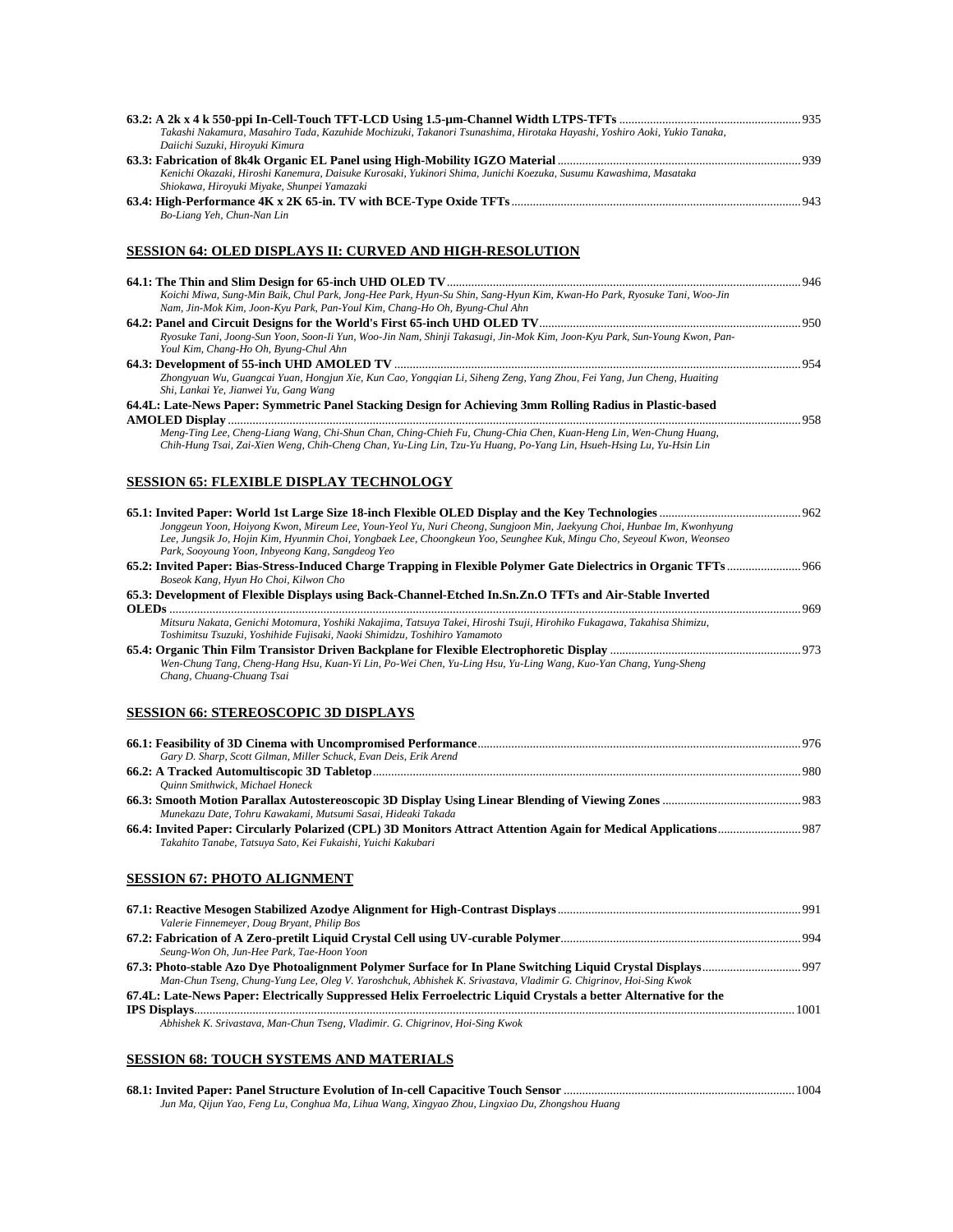**63.2: A 2k x 4 k 550-ppi In-Cell-Touch TFT-LCD Using 1.5-µm-Channel Width LTPS-TFTs** .......... 935
*Takashi Nakamura, Masahiro Tada, Kazuhide Mochizuki, Takanori Tsunashima, Hirotaka Hayashi, Yoshiro Aoki, Yukio Tanaka, Daiichi Suzuki, Hiroyuki Kimura*

**63.3: Fabrication of 8k4k Organic EL Panel using High-Mobility IGZO Material** .......... 939
*Kenichi Okazaki, Hiroshi Kanemura, Daisuke Kurosaki, Yukinori Shima, Junichi Koezuka, Susumu Kawashima, Masataka Shiokawa, Hiroyuki Miyake, Shunpei Yamazaki*

**63.4: High-Performance 4K x 2K 65-in. TV with BCE-Type Oxide TFTs** .......... 943
*Bo-Liang Yeh, Chun-Nan Lin*

## SESSION 64: OLED DISPLAYS II: CURVED AND HIGH-RESOLUTION

**64.1: The Thin and Slim Design for 65-inch UHD OLED TV** .......... 946
*Koichi Miwa, Sung-Min Baik, Chul Park, Jong-Hee Park, Hyun-Su Shin, Sang-Hyun Kim, Kwan-Ho Park, Ryosuke Tani, Woo-Jin Nam, Jin-Mok Kim, Joon-Kyu Park, Pan-Youl Kim, Chang-Ho Oh, Byung-Chul Ahn*

**64.2: Panel and Circuit Designs for the World's First 65-inch UHD OLED TV** .......... 950
*Ryosuke Tani, Joong-Sun Yoon, Soon-Ii Yun, Woo-Jin Nam, Shinji Takasugi, Jin-Mok Kim, Joon-Kyu Park, Sun-Young Kwon, Pan-Youl Kim, Chang-Ho Oh, Byung-Chul Ahn*

**64.3: Development of 55-inch UHD AMOLED TV** .......... 954
*Zhongyuan Wu, Guangcai Yuan, Hongjun Xie, Kun Cao, Yongqian Li, Siheng Zeng, Yang Zhou, Fei Yang, Jun Cheng, Huaiting Shi, Lankai Ye, Jianwei Yu, Gang Wang*

**64.4L: Late-News Paper: Symmetric Panel Stacking Design for Achieving 3mm Rolling Radius in Plastic-based AMOLED Display** .......... 958
*Meng-Ting Lee, Cheng-Liang Wang, Chi-Shun Chan, Ching-Chieh Fu, Chung-Chia Chen, Kuan-Heng Lin, Wen-Chung Huang, Chih-Hung Tsai, Zai-Xien Weng, Chih-Cheng Chan, Yu-Ling Lin, Tzu-Yu Huang, Po-Yang Lin, Hsueh-Hsing Lu, Yu-Hsin Lin*

## SESSION 65: FLEXIBLE DISPLAY TECHNOLOGY

**65.1: Invited Paper: World 1st Large Size 18-inch Flexible OLED Display and the Key Technologies** .......... 962
*Jonggeun Yoon, Hoiyong Kwon, Mireum Lee, Youn-Yeol Yu, Nuri Cheong, Sungjoon Min, Jaekyung Choi, Hunbae Im, Kwonhyung Lee, Jungsik Jo, Hojin Kim, Hyunmin Choi, Yongbaek Lee, Choongkeun Yoo, Seunghee Kuk, Mingu Cho, Seyeoul Kwon, Weonseo Park, Sooyoung Yoon, Inbyeong Kang, Sangdeog Yeo*

**65.2: Invited Paper: Bias-Stress-Induced Charge Trapping in Flexible Polymer Gate Dielectrics in Organic TFTs** .......... 966
*Boseok Kang, Hyun Ho Choi, Kilwon Cho*

**65.3: Development of Flexible Displays using Back-Channel-Etched In.Sn.Zn.O TFTs and Air-Stable Inverted OLEDs** .......... 969
*Mitsuru Nakata, Genichi Motomura, Yoshiki Nakajima, Tatsuya Takei, Hiroshi Tsuji, Hirohiko Fukagawa, Takahisa Shimizu, Toshimitsu Tsuzuki, Yoshihide Fujisaki, Naoki Shimidzu, Toshihiro Yamamoto*

**65.4: Organic Thin Film Transistor Driven Backplane for Flexible Electrophoretic Display** .......... 973
*Wen-Chung Tang, Cheng-Hang Hsu, Kuan-Yi Lin, Po-Wei Chen, Yu-Ling Hsu, Yu-Ling Wang, Kuo-Yan Chang, Yung-Sheng Chang, Chuang-Chuang Tsai*

## SESSION 66: STEREOSCOPIC 3D DISPLAYS

**66.1: Feasibility of 3D Cinema with Uncompromised Performance** .......... 976
*Gary D. Sharp, Scott Gilman, Miller Schuck, Evan Deis, Erik Arend*

**66.2: A Tracked Automultiscopic 3D Tabletop** .......... 980
*Quinn Smithwick, Michael Honeck*

**66.3: Smooth Motion Parallax Autostereoscopic 3D Display Using Linear Blending of Viewing Zones** .......... 983
*Munekazu Date, Tohru Kawakami, Mutsumi Sasai, Hideaki Takada*

**66.4: Invited Paper: Circularly Polarized (CPL) 3D Monitors Attract Attention Again for Medical Applications** .......... 987
*Takahito Tanabe, Tatsuya Sato, Kei Fukaishi, Yuichi Kakubari*

## SESSION 67: PHOTO ALIGNMENT

**67.1: Reactive Mesogen Stabilized Azodye Alignment for High-Contrast Displays** .......... 991
*Valerie Finnemeyer, Doug Bryant, Philip Bos*

**67.2: Fabrication of A Zero-pretilt Liquid Crystal Cell using UV-curable Polymer** .......... 994
*Seung-Won Oh, Jun-Hee Park, Tae-Hoon Yoon*

**67.3: Photo-stable Azo Dye Photoalignment Polymer Surface for In Plane Switching Liquid Crystal Displays** .......... 997
*Man-Chun Tseng, Chung-Yung Lee, Oleg V. Yaroshchuk, Abhishek K. Srivastava, Vladimir G. Chigrinov, Hoi-Sing Kwok*

**67.4L: Late-News Paper: Electrically Suppressed Helix Ferroelectric Liquid Crystals a better Alternative for the IPS Displays** .......... 1001
*Abhishek K. Srivastava, Man-Chun Tseng, Vladimir. G. Chigrinov, Hoi-Sing Kwok*

## SESSION 68: TOUCH SYSTEMS AND MATERIALS

**68.1: Invited Paper: Panel Structure Evolution of In-cell Capacitive Touch Sensor** .......... 1004
*Jun Ma, Qijun Yao, Feng Lu, Conghua Ma, Lihua Wang, Xingyao Zhou, Lingxiao Du, Zhongshou Huang*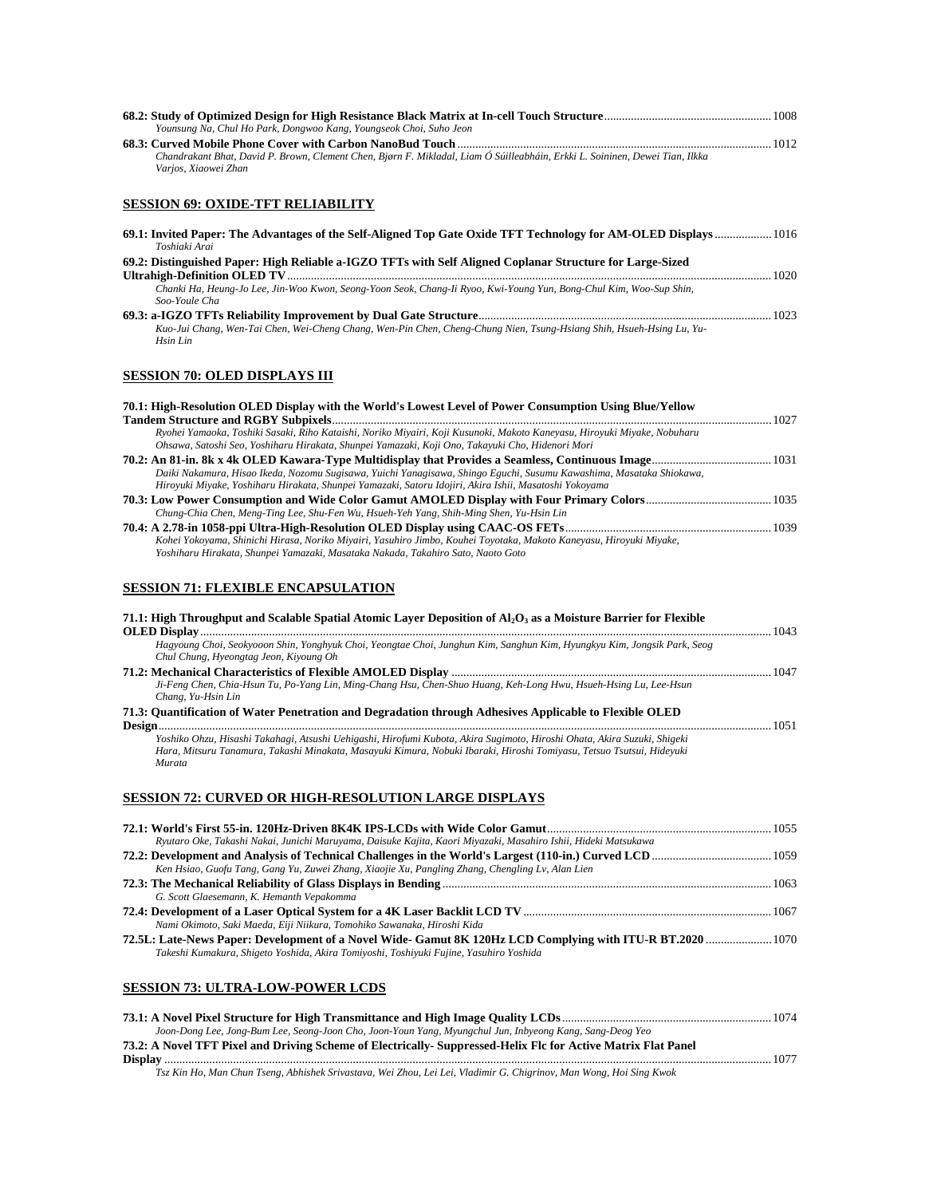**68.2: Study of Optimized Design for High Resistance Black Matrix at In-cell Touch Structure** ........ 1008
*Younsung Na, Chul Ho Park, Dongwoo Kang, Youngseok Choi, Suho Jeon*

**68.3: Curved Mobile Phone Cover with Carbon NanoBud Touch** ........ 1012
*Chandrakant Bhat, David P. Brown, Clement Chen, Bjørn F. Mikladal, Liam Ó Súilleabháin, Erkki L. Soininen, Dewei Tian, Ilkka Varjos, Xiaowei Zhan*

## SESSION 69: OXIDE-TFT RELIABILITY

**69.1: Invited Paper: The Advantages of the Self-Aligned Top Gate Oxide TFT Technology for AM-OLED Displays** ........ 1016
*Toshiaki Arai*

**69.2: Distinguished Paper: High Reliable a-IGZO TFTs with Self Aligned Coplanar Structure for Large-Sized Ultrahigh-Definition OLED TV** ........ 1020
*Chanki Ha, Heung-Jo Lee, Jin-Woo Kwon, Seong-Yoon Seok, Chang-Ii Ryoo, Kwi-Young Yun, Bong-Chul Kim, Woo-Sup Shin, Soo-Youle Cha*

**69.3: a-IGZO TFTs Reliability Improvement by Dual Gate Structure** ........ 1023
*Kuo-Jui Chang, Wen-Tai Chen, Wei-Cheng Chang, Wen-Pin Chen, Cheng-Chung Nien, Tsung-Hsiang Shih, Hsueh-Hsing Lu, Yu-Hsin Lin*

## SESSION 70: OLED DISPLAYS III

**70.1: High-Resolution OLED Display with the World's Lowest Level of Power Consumption Using Blue/Yellow Tandem Structure and RGBY Subpixels** ........ 1027
*Ryohei Yamaoka, Toshiki Sasaki, Riho Kataishi, Noriko Miyairi, Koji Kusunoki, Makoto Kaneyasu, Hiroyuki Miyake, Nobuharu Ohsawa, Satoshi Seo, Yoshiharu Hirakata, Shunpei Yamazaki, Koji Ono, Takayuki Cho, Hidenori Mori*

**70.2: An 81-in. 8k x 4k OLED Kawara-Type Multidisplay that Provides a Seamless, Continuous Image** ........ 1031
*Daiki Nakamura, Hisao Ikeda, Nozomu Sugisawa, Yuichi Yanagisawa, Shingo Eguchi, Susumu Kawashima, Masataka Shiokawa, Hiroyuki Miyake, Yoshiharu Hirakata, Shunpei Yamazaki, Satoru Idojiri, Akira Ishii, Masatoshi Yokoyama*

**70.3: Low Power Consumption and Wide Color Gamut AMOLED Display with Four Primary Colors** ........ 1035
*Chung-Chia Chen, Meng-Ting Lee, Shu-Fen Wu, Hsueh-Yeh Yang, Shih-Ming Shen, Yu-Hsin Lin*

**70.4: A 2.78-in 1058-ppi Ultra-High-Resolution OLED Display using CAAC-OS FETs** ........ 1039
*Kohei Yokoyama, Shinichi Hirasa, Noriko Miyairi, Yasuhiro Jimbo, Kouhei Toyotaka, Makoto Kaneyasu, Hiroyuki Miyake, Yoshiharu Hirakata, Shunpei Yamazaki, Masataka Nakada, Takahiro Sato, Naoto Goto*

## SESSION 71: FLEXIBLE ENCAPSULATION

**71.1: High Throughput and Scalable Spatial Atomic Layer Deposition of $Al_2O_3$ as a Moisture Barrier for Flexible OLED Display** ........ 1043
*Hagyoung Choi, Seokyooon Shin, Yonghyuk Choi, Yeongtae Choi, Junghun Kim, Sanghun Kim, Hyungkyu Kim, Jongsik Park, Seog Chul Chung, Hyeongtag Jeon, Kiyoung Oh*

**71.2: Mechanical Characteristics of Flexible AMOLED Display** ........ 1047
*Ji-Feng Chen, Chia-Hsun Tu, Po-Yang Lin, Ming-Chang Hsu, Chen-Shuo Huang, Keh-Long Hwu, Hsueh-Hsing Lu, Lee-Hsun Chang, Yu-Hsin Lin*

**71.3: Quantification of Water Penetration and Degradation through Adhesives Applicable to Flexible OLED Design** ........ 1051
*Yoshiko Ohzu, Hisashi Takahagi, Atsushi Uehigashi, Hirofumi Kubota, Akira Sugimoto, Hiroshi Ohata, Akira Suzuki, Shigeki Hara, Mitsuru Tanamura, Takashi Minakata, Masayuki Kimura, Nobuki Ibaraki, Hiroshi Tomiyasu, Tetsuo Tsutsui, Hideyuki Murata*

## SESSION 72: CURVED OR HIGH-RESOLUTION LARGE DISPLAYS

**72.1: World's First 55-in. 120Hz-Driven 8K4K IPS-LCDs with Wide Color Gamut** ........ 1055
*Ryutaro Oke, Takashi Nakai, Junichi Maruyama, Daisuke Kajita, Kaori Miyazaki, Masahiro Ishii, Hideki Matsukawa*

**72.2: Development and Analysis of Technical Challenges in the World's Largest (110-in.) Curved LCD** ........ 1059
*Ken Hsiao, Guofu Tang, Gang Yu, Zuwei Zhang, Xiaojie Xu, Pangling Zhang, Chengling Lv, Alan Lien*

**72.3: The Mechanical Reliability of Glass Displays in Bending** ........ 1063
*G. Scott Glaesemann, K. Hemanth Vepakomma*

**72.4: Development of a Laser Optical System for a 4K Laser Backlit LCD TV** ........ 1067
*Nami Okimoto, Saki Maeda, Eiji Niikura, Tomohiko Sawanaka, Hiroshi Kida*

**72.5L: Late-News Paper: Development of a Novel Wide- Gamut 8K 120Hz LCD Complying with ITU-R BT.2020** ........ 1070
*Takeshi Kumakura, Shigeto Yoshida, Akira Tomiyoshi, Toshiyuki Fujine, Yasuhiro Yoshida*

## SESSION 73: ULTRA-LOW-POWER LCDS

**73.1: A Novel Pixel Structure for High Transmittance and High Image Quality LCDs** ........ 1074
*Joon-Dong Lee, Jong-Bum Lee, Seong-Joon Cho, Joon-Youn Yang, Myungchul Jun, Inbyeong Kang, Sang-Deog Yeo*

**73.2: A Novel TFT Pixel and Driving Scheme of Electrically- Suppressed-Helix Flc for Active Matrix Flat Panel Display** ........ 1077
*Tsz Kin Ho, Man Chun Tseng, Abhishek Srivastava, Wei Zhou, Lei Lei, Vladimir G. Chigrinov, Man Wong, Hoi Sing Kwok*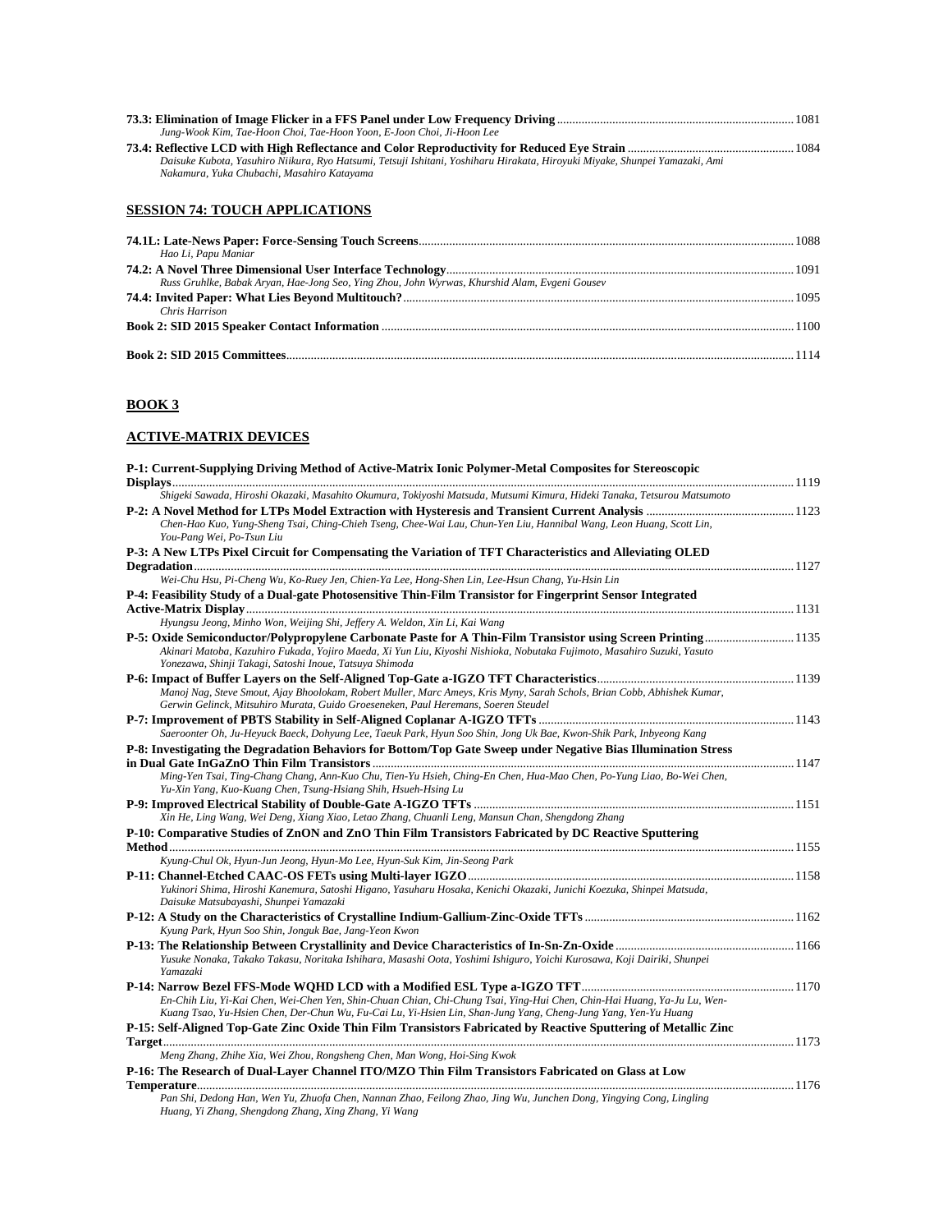**73.3: Elimination of Image Flicker in a FFS Panel under Low Frequency Driving** ............ 1081
*Jung-Wook Kim, Tae-Hoon Choi, Tae-Hoon Yoon, E-Joon Choi, Ji-Hoon Lee*

**73.4: Reflective LCD with High Reflectance and Color Reproductivity for Reduced Eye Strain** ............ 1084
*Daisuke Kubota, Yasuhiro Niikura, Ryo Hatsumi, Tetsuji Ishitani, Yoshiharu Hirakata, Hiroyuki Miyake, Shunpei Yamazaki, Ami Nakamura, Yuka Chubachi, Masahiro Katayama*

## SESSION 74: TOUCH APPLICATIONS

**74.1L: Late-News Paper: Force-Sensing Touch Screens** ............ 1088
*Hao Li, Papu Maniar*

**74.2: A Novel Three Dimensional User Interface Technology** ............ 1091
*Russ Gruhlke, Babak Aryan, Hae-Jong Seo, Ying Zhou, John Wyrwas, Khurshid Alam, Evgeni Gousev*

**74.4: Invited Paper: What Lies Beyond Multitouch?** ............ 1095
*Chris Harrison*

**Book 2: SID 2015 Speaker Contact Information** ............ 1100

**Book 2: SID 2015 Committees** ............ 1114

## BOOK 3

## ACTIVE-MATRIX DEVICES

**P-1: Current-Supplying Driving Method of Active-Matrix Ionic Polymer-Metal Composites for Stereoscopic Displays** ............ 1119
*Shigeki Sawada, Hiroshi Okazaki, Masahito Okumura, Tokiyoshi Matsuda, Mutsumi Kimura, Hideki Tanaka, Tetsurou Matsumoto*

**P-2: A Novel Method for LTPs Model Extraction with Hysteresis and Transient Current Analysis** ............ 1123
*Chen-Hao Kuo, Yung-Sheng Tsai, Ching-Chieh Tseng, Chee-Wai Lau, Chun-Yen Liu, Hannibal Wang, Leon Huang, Scott Lin, You-Pang Wei, Po-Tsun Liu*

**P-3: A New LTPs Pixel Circuit for Compensating the Variation of TFT Characteristics and Alleviating OLED Degradation** ............ 1127
*Wei-Chu Hsu, Pi-Cheng Wu, Ko-Ruey Jen, Chien-Ya Lee, Hong-Shen Lin, Lee-Hsun Chang, Yu-Hsin Lin*

**P-4: Feasibility Study of a Dual-gate Photosensitive Thin-Film Transistor for Fingerprint Sensor Integrated Active-Matrix Display** ............ 1131
*Hyungsu Jeong, Minho Won, Weijing Shi, Jeffery A. Weldon, Xin Li, Kai Wang*

**P-5: Oxide Semiconductor/Polypropylene Carbonate Paste for A Thin-Film Transistor using Screen Printing** ............ 1135
*Akinari Matoba, Kazuhiro Fukada, Yojiro Maeda, Xi Yun Liu, Kiyoshi Nishioka, Nobutaka Fujimoto, Masahiro Suzuki, Yasuto Yonezawa, Shinji Takagi, Satoshi Inoue, Tatsuya Shimoda*

**P-6: Impact of Buffer Layers on the Self-Aligned Top-Gate a-IGZO TFT Characteristics** ............ 1139
*Manoj Nag, Steve Smout, Ajay Bhoolokam, Robert Muller, Marc Ameys, Kris Myny, Sarah Schols, Brian Cobb, Abhishek Kumar, Gerwin Gelinck, Mitsuhiro Murata, Guido Groeseneken, Paul Heremans, Soeren Steudel*

**P-7: Improvement of PBTS Stability in Self-Aligned Coplanar A-IGZO TFTs** ............ 1143
*Saeroonter Oh, Ju-Heyuck Baeck, Dohyung Lee, Taeuk Park, Hyun Soo Shin, Jong Uk Bae, Kwon-Shik Park, Inbyeong Kang*

**P-8: Investigating the Degradation Behaviors for Bottom/Top Gate Sweep under Negative Bias Illumination Stress in Dual Gate InGaZnO Thin Film Transistors** ............ 1147
*Ming-Yen Tsai, Ting-Chang Chang, Ann-Kuo Chu, Tien-Yu Hsieh, Ching-En Chen, Hua-Mao Chen, Po-Yung Liao, Bo-Wei Chen, Yu-Xin Yang, Kuo-Kuang Chen, Tsung-Hsiang Shih, Hsueh-Hsing Lu*

**P-9: Improved Electrical Stability of Double-Gate A-IGZO TFTs** ............ 1151
*Xin He, Ling Wang, Wei Deng, Xiang Xiao, Letao Zhang, Chuanli Leng, Mansun Chan, Shengdong Zhang*

**P-10: Comparative Studies of ZnON and ZnO Thin Film Transistors Fabricated by DC Reactive Sputtering Method** ............ 1155
*Kyung-Chul Ok, Hyun-Jun Jeong, Hyun-Mo Lee, Hyun-Suk Kim, Jin-Seong Park*

**P-11: Channel-Etched CAAC-OS FETs using Multi-layer IGZO** ............ 1158
*Yukinori Shima, Hiroshi Kanemura, Satoshi Higano, Yasuharu Hosaka, Kenichi Okazaki, Junichi Koezuka, Shinpei Matsuda, Daisuke Matsubayashi, Shunpei Yamazaki*

**P-12: A Study on the Characteristics of Crystalline Indium-Gallium-Zinc-Oxide TFTs** ............ 1162
*Kyung Park, Hyun Soo Shin, Jonguk Bae, Jang-Yeon Kwon*

**P-13: The Relationship Between Crystallinity and Device Characteristics of In-Sn-Zn-Oxide** ............ 1166
*Yusuke Nonaka, Takako Takasu, Noritaka Ishihara, Masashi Oota, Yoshimi Ishiguro, Yoichi Kurosawa, Koji Dairiki, Shunpei Yamazaki*

**P-14: Narrow Bezel FFS-Mode WQHD LCD with a Modified ESL Type a-IGZO TFT** ............ 1170
*En-Chih Liu, Yi-Kai Chen, Wei-Chen Yen, Shin-Chuan Chian, Chi-Chung Tsai, Ying-Hui Chen, Chin-Hai Huang, Ya-Ju Lu, Wen-Kuang Tsao, Yu-Hsien Chen, Der-Chun Wu, Fu-Cai Lu, Yi-Hsien Lin, Shan-Jung Yang, Cheng-Jung Yang, Yen-Yu Huang*

**P-15: Self-Aligned Top-Gate Zinc Oxide Thin Film Transistors Fabricated by Reactive Sputtering of Metallic Zinc Target** ............ 1173
*Meng Zhang, Zhihe Xia, Wei Zhou, Rongsheng Chen, Man Wong, Hoi-Sing Kwok*

**P-16: The Research of Dual-Layer Channel ITO/MZO Thin Film Transistors Fabricated on Glass at Low Temperature** ............ 1176
*Pan Shi, Dedong Han, Wen Yu, Zhuofa Chen, Nannan Zhao, Feilong Zhao, Jing Wu, Junchen Dong, Yingying Cong, Lingling Huang, Yi Zhang, Shengdong Zhang, Xing Zhang, Yi Wang*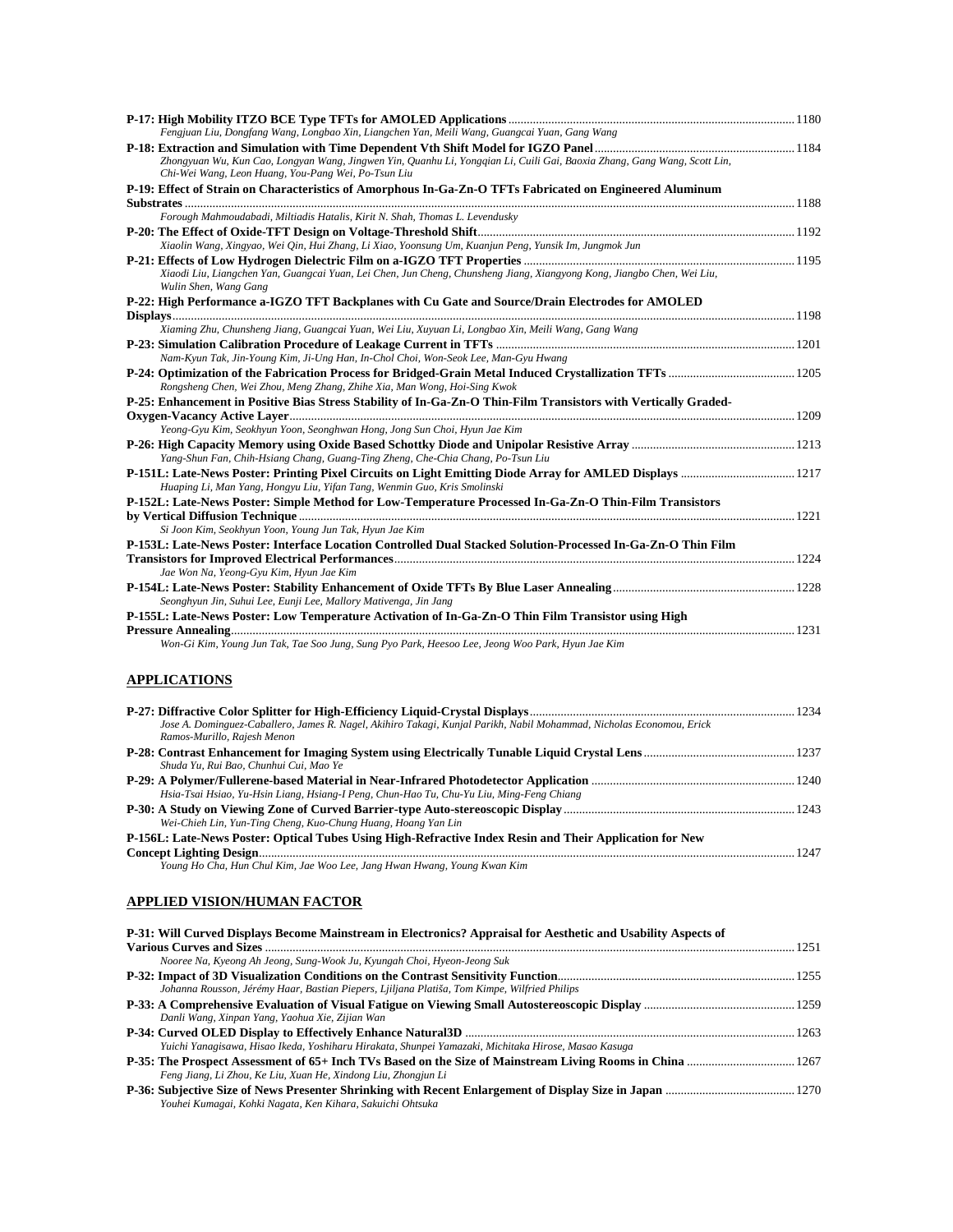**P-17: High Mobility ITZO BCE Type TFTs for AMOLED Applications** ............ 1180
*Fengjuan Liu, Dongfang Wang, Longbao Xin, Liangchen Yan, Meili Wang, Guangcai Yuan, Gang Wang*

**P-18: Extraction and Simulation with Time Dependent Vth Shift Model for IGZO Panel** ............ 1184
*Zhongyuan Wu, Kun Cao, Longyan Wang, Jingwen Yin, Quanhu Li, Yongqian Li, Cuili Gai, Baoxia Zhang, Gang Wang, Scott Lin, Chi-Wei Wang, Leon Huang, You-Pang Wei, Po-Tsun Liu*

**P-19: Effect of Strain on Characteristics of Amorphous In-Ga-Zn-O TFTs Fabricated on Engineered Aluminum Substrates** ............ 1188
*Forough Mahmoudabadi, Miltiadis Hatalis, Kirit N. Shah, Thomas L. Levendusky*

**P-20: The Effect of Oxide-TFT Design on Voltage-Threshold Shift** ............ 1192
*Xiaolin Wang, Xingyao, Wei Qin, Hui Zhang, Li Xiao, Yoonsung Um, Kuanjun Peng, Yunsik Im, Jungmok Jun*

**P-21: Effects of Low Hydrogen Dielectric Film on a-IGZO TFT Properties** ............ 1195
*Xiaodi Liu, Liangchen Yan, Guangcai Yuan, Lei Chen, Jun Cheng, Chunsheng Jiang, Xiangyong Kong, Jiangbo Chen, Wei Liu, Wulin Shen, Wang Gang*

**P-22: High Performance a-IGZO TFT Backplanes with Cu Gate and Source/Drain Electrodes for AMOLED Displays** ............ 1198
*Xiaming Zhu, Chunsheng Jiang, Guangcai Yuan, Wei Liu, Xuyuan Li, Longbao Xin, Meili Wang, Gang Wang*

**P-23: Simulation Calibration Procedure of Leakage Current in TFTs** ............ 1201
*Nam-Kyun Tak, Jin-Young Kim, Ji-Ung Han, In-Chol Choi, Won-Seok Lee, Man-Gyu Hwang*

**P-24: Optimization of the Fabrication Process for Bridged-Grain Metal Induced Crystallization TFTs** ............ 1205
*Rongsheng Chen, Wei Zhou, Meng Zhang, Zhihe Xia, Man Wong, Hoi-Sing Kwok*

**P-25: Enhancement in Positive Bias Stress Stability of In-Ga-Zn-O Thin-Film Transistors with Vertically Graded-Oxygen-Vacancy Active Layer** ............ 1209
*Yeong-Gyu Kim, Seokhyun Yoon, Seonghwan Hong, Jong Sun Choi, Hyun Jae Kim*

**P-26: High Capacity Memory using Oxide Based Schottky Diode and Unipolar Resistive Array** ............ 1213
*Yang-Shun Fan, Chih-Hsiang Chang, Guang-Ting Zheng, Che-Chia Chang, Po-Tsun Liu*

**P-151L: Late-News Poster: Printing Pixel Circuits on Light Emitting Diode Array for AMLED Displays** ............ 1217
*Huaping Li, Man Yang, Hongyu Liu, Yifan Tang, Wenmin Guo, Kris Smolinski*

**P-152L: Late-News Poster: Simple Method for Low-Temperature Processed In-Ga-Zn-O Thin-Film Transistors by Vertical Diffusion Technique** ............ 1221
*Si Joon Kim, Seokhyun Yoon, Young Jun Tak, Hyun Jae Kim*

**P-153L: Late-News Poster: Interface Location Controlled Dual Stacked Solution-Processed In-Ga-Zn-O Thin Film Transistors for Improved Electrical Performances** ............ 1224
*Jae Won Na, Yeong-Gyu Kim, Hyun Jae Kim*

**P-154L: Late-News Poster: Stability Enhancement of Oxide TFTs By Blue Laser Annealing** ............ 1228
*Seonghyun Jin, Suhui Lee, Eunji Lee, Mallory Mativenga, Jin Jang*

**P-155L: Late-News Poster: Low Temperature Activation of In-Ga-Zn-O Thin Film Transistor using High Pressure Annealing** ............ 1231
*Won-Gi Kim, Young Jun Tak, Tae Soo Jung, Sung Pyo Park, Heesoo Lee, Jeong Woo Park, Hyun Jae Kim*

## APPLICATIONS

**P-27: Diffractive Color Splitter for High-Efficiency Liquid-Crystal Displays** ............ 1234
*Jose A. Dominguez-Caballero, James R. Nagel, Akihiro Takagi, Kunjal Parikh, Nabil Mohammad, Nicholas Economou, Erick Ramos-Murillo, Rajesh Menon*

**P-28: Contrast Enhancement for Imaging System using Electrically Tunable Liquid Crystal Lens** ............ 1237
*Shuda Yu, Rui Bao, Chunhui Cui, Mao Ye*

**P-29: A Polymer/Fullerene-based Material in Near-Infrared Photodetector Application** ............ 1240
*Hsia-Tsai Hsiao, Yu-Hsin Liang, Hsiang-I Peng, Chun-Hao Tu, Chu-Yu Liu, Ming-Feng Chiang*

**P-30: A Study on Viewing Zone of Curved Barrier-type Auto-stereoscopic Display** ............ 1243
*Wei-Chieh Lin, Yun-Ting Cheng, Kuo-Chung Huang, Hoang Yan Lin*

**P-156L: Late-News Poster: Optical Tubes Using High-Refractive Index Resin and Their Application for New Concept Lighting Design** ............ 1247
*Young Ho Cha, Hun Chul Kim, Jae Woo Lee, Jang Hwan Hwang, Young Kwan Kim*

## APPLIED VISION/HUMAN FACTOR

**P-31: Will Curved Displays Become Mainstream in Electronics? Appraisal for Aesthetic and Usability Aspects of Various Curves and Sizes** ............ 1251
*Nooree Na, Kyeong Ah Jeong, Sung-Wook Ju, Kyungah Choi, Hyeon-Jeong Suk*

**P-32: Impact of 3D Visualization Conditions on the Contrast Sensitivity Function** ............ 1255
*Johanna Rousson, Jérémy Haar, Bastian Piepers, Ljiljana Platiša, Tom Kimpe, Wilfried Philips*

**P-33: A Comprehensive Evaluation of Visual Fatigue on Viewing Small Autostereoscopic Display** ............ 1259
*Danli Wang, Xinpan Yang, Yaohua Xie, Zijian Wan*

**P-34: Curved OLED Display to Effectively Enhance Natural3D** ............ 1263
*Yuichi Yanagisawa, Hisao Ikeda, Yoshiharu Hirakata, Shunpei Yamazaki, Michitaka Hirose, Masao Kasuga*

**P-35: The Prospect Assessment of 65+ Inch TVs Based on the Size of Mainstream Living Rooms in China** ............ 1267
*Feng Jiang, Li Zhou, Ke Liu, Xuan He, Xindong Liu, Zhongjun Li*

**P-36: Subjective Size of News Presenter Shrinking with Recent Enlargement of Display Size in Japan** ............ 1270
*Youhei Kumagai, Kohki Nagata, Ken Kihara, Sakuichi Ohtsuka*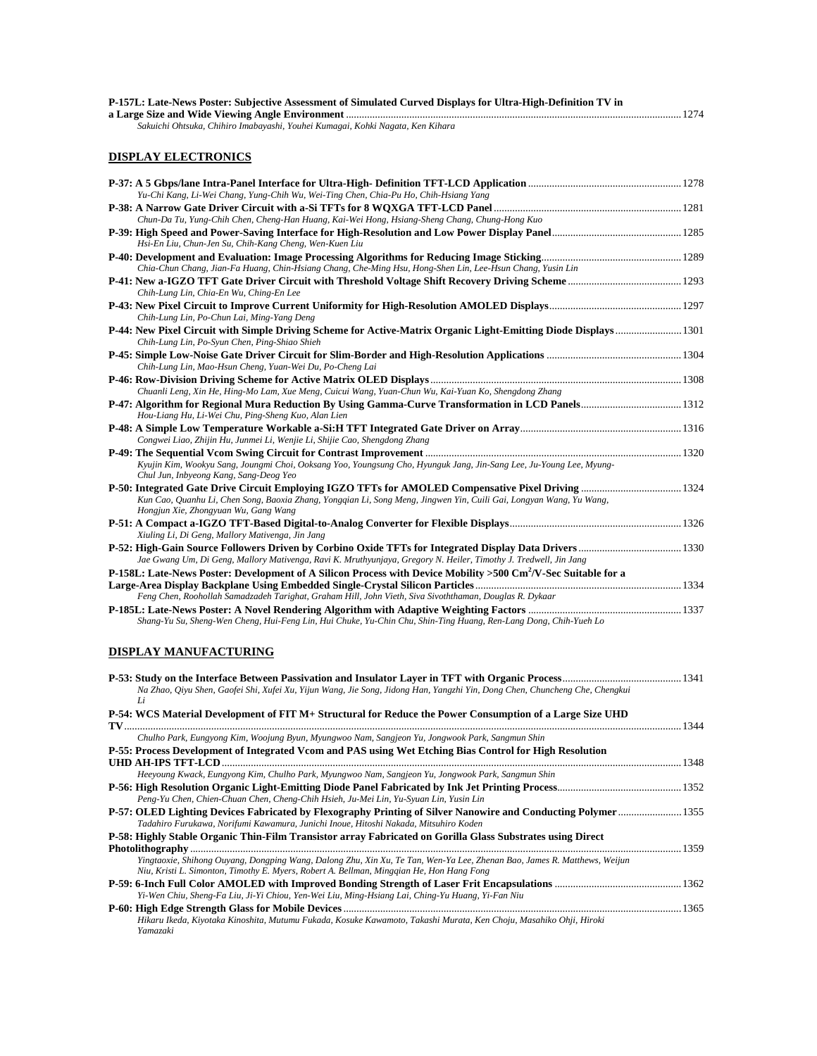**P-157L: Late-News Poster: Subjective Assessment of Simulated Curved Displays for Ultra-High-Definition TV in a Large Size and Wide Viewing Angle Environment** .......... 1274
*Sakuichi Ohtsuka, Chihiro Imabayashi, Youhei Kumagai, Kohki Nagata, Ken Kihara*

## DISPLAY ELECTRONICS

**P-37: A 5 Gbps/lane Intra-Panel Interface for Ultra-High- Definition TFT-LCD Application** .......... 1278
*Yu-Chi Kang, Li-Wei Chang, Yung-Chih Wu, Wei-Ting Chen, Chia-Pu Ho, Chih-Hsiang Yang*

**P-38: A Narrow Gate Driver Circuit with a-Si TFTs for 8 WQXGA TFT-LCD Panel** .......... 1281
*Chun-Da Tu, Yung-Chih Chen, Cheng-Han Huang, Kai-Wei Hong, Hsiang-Sheng Chang, Chung-Hong Kuo*

**P-39: High Speed and Power-Saving Interface for High-Resolution and Low Power Display Panel** .......... 1285
*Hsi-En Liu, Chun-Jen Su, Chih-Kang Cheng, Wen-Kuen Liu*

**P-40: Development and Evaluation: Image Processing Algorithms for Reducing Image Sticking** .......... 1289
*Chia-Chun Chang, Jian-Fa Huang, Chin-Hsiang Chang, Che-Ming Hsu, Hong-Shen Lin, Lee-Hsun Chang, Yusin Lin*

**P-41: New a-IGZO TFT Gate Driver Circuit with Threshold Voltage Shift Recovery Driving Scheme** .......... 1293
*Chih-Lung Lin, Chia-En Wu, Ching-En Lee*

**P-43: New Pixel Circuit to Improve Current Uniformity for High-Resolution AMOLED Displays** .......... 1297
*Chih-Lung Lin, Po-Chun Lai, Ming-Yang Deng*

**P-44: New Pixel Circuit with Simple Driving Scheme for Active-Matrix Organic Light-Emitting Diode Displays** .......... 1301
*Chih-Lung Lin, Po-Syun Chen, Ping-Shiao Shieh*

**P-45: Simple Low-Noise Gate Driver Circuit for Slim-Border and High-Resolution Applications** .......... 1304
*Chih-Lung Lin, Mao-Hsun Cheng, Yuan-Wei Du, Po-Cheng Lai*

**P-46: Row-Division Driving Scheme for Active Matrix OLED Displays** .......... 1308
*Chuanli Leng, Xin He, Hing-Mo Lam, Xue Meng, Cuicui Wang, Yuan-Chun Wu, Kai-Yuan Ko, Shengdong Zhang*

**P-47: Algorithm for Regional Mura Reduction By Using Gamma-Curve Transformation in LCD Panels** .......... 1312
*Hou-Liang Hu, Li-Wei Chu, Ping-Sheng Kuo, Alan Lien*

**P-48: A Simple Low Temperature Workable a-Si:H TFT Integrated Gate Driver on Array** .......... 1316
*Congwei Liao, Zhijin Hu, Junmei Li, Wenjie Li, Shijie Cao, Shengdong Zhang*

**P-49: The Sequential Vcom Swing Circuit for Contrast Improvement** .......... 1320
*Kyujin Kim, Wookyu Sang, Joungmi Choi, Ooksang Yoo, Youngsung Cho, Hyunguk Jang, Jin-Sang Lee, Ju-Young Lee, Myung-Chul Jun, Inbyeong Kang, Sang-Deog Yeo*

**P-50: Integrated Gate Drive Circuit Employing IGZO TFTs for AMOLED Compensative Pixel Driving** .......... 1324
*Kun Cao, Quanhu Li, Chen Song, Baoxia Zhang, Yongqian Li, Song Meng, Jingwen Yin, Cuili Gai, Longyan Wang, Yu Wang, Hongjun Xie, Zhongyuan Wu, Gang Wang*

**P-51: A Compact a-IGZO TFT-Based Digital-to-Analog Converter for Flexible Displays** .......... 1326
*Xiuling Li, Di Geng, Mallory Mativenga, Jin Jang*

**P-52: High-Gain Source Followers Driven by Corbino Oxide TFTs for Integrated Display Data Drivers** .......... 1330
*Jae Gwang Um, Di Geng, Mallory Mativenga, Ravi K. Mruthyunjaya, Gregory N. Heiler, Timothy J. Tredwell, Jin Jang*

**P-158L: Late-News Poster: Development of A Silicon Process with Device Mobility >500 Cm$^2$/V-Sec Suitable for a Large-Area Display Backplane Using Embedded Single-Crystal Silicon Particles** .......... 1334
*Feng Chen, Roohollah Samadzadeh Tarighat, Graham Hill, John Vieth, Siva Sivoththaman, Douglas R. Dykaar*

**P-185L: Late-News Poster: A Novel Rendering Algorithm with Adaptive Weighting Factors** .......... 1337
*Shang-Yu Su, Sheng-Wen Cheng, Hui-Feng Lin, Hui Chuke, Yu-Chin Chu, Shin-Ting Huang, Ren-Lang Dong, Chih-Yueh Lo*

## DISPLAY MANUFACTURING

**P-53: Study on the Interface Between Passivation and Insulator Layer in TFT with Organic Process** .......... 1341
*Na Zhao, Qiyu Shen, Gaofei Shi, Xufei Xu, Yijun Wang, Jie Song, Jidong Han, Yangzhi Yin, Dong Chen, Chuncheng Che, Chengkui Li*

**P-54: WCS Material Development of FIT M+ Structural for Reduce the Power Consumption of a Large Size UHD TV** .......... 1344
*Chulho Park, Eungyong Kim, Woojung Byun, Myungwoo Nam, Sangjeon Yu, Jongwook Park, Sangmun Shin*

**P-55: Process Development of Integrated Vcom and PAS using Wet Etching Bias Control for High Resolution UHD AH-IPS TFT-LCD** .......... 1348
*Heeyoung Kwack, Eungyong Kim, Chulho Park, Myungwoo Nam, Sangjeon Yu, Jongwook Park, Sangmun Shin*

**P-56: High Resolution Organic Light-Emitting Diode Panel Fabricated by Ink Jet Printing Process** .......... 1352
*Peng-Yu Chen, Chien-Chuan Chen, Cheng-Chih Hsieh, Ju-Mei Lin, Yu-Syuan Lin, Yusin Lin*

**P-57: OLED Lighting Devices Fabricated by Flexography Printing of Silver Nanowire and Conducting Polymer** .......... 1355
*Tadahiro Furukawa, Norifumi Kawamura, Junichi Inoue, Hitoshi Nakada, Mitsuhiro Koden*

**P-58: Highly Stable Organic Thin-Film Transistor array Fabricated on Gorilla Glass Substrates using Direct Photolithography** .......... 1359
*Yingtaoxie, Shihong Ouyang, Dongping Wang, Dalong Zhu, Xin Xu, Te Tan, Wen-Ya Lee, Zhenan Bao, James R. Matthews, Weijun Niu, Kristi L. Simonton, Timothy E. Myers, Robert A. Bellman, Mingqian He, Hon Hang Fong*

**P-59: 6-Inch Full Color AMOLED with Improved Bonding Strength of Laser Frit Encapsulations** .......... 1362
*Yi-Wen Chiu, Sheng-Fa Liu, Ji-Yi Chiou, Yen-Wei Liu, Ming-Hsiang Lai, Ching-Yu Huang, Yi-Fan Niu*

**P-60: High Edge Strength Glass for Mobile Devices** .......... 1365
*Hikaru Ikeda, Kiyotaka Kinoshita, Mutumu Fukada, Kosuke Kawamoto, Takashi Murata, Ken Choju, Masahiko Ohji, Hiroki Yamazaki*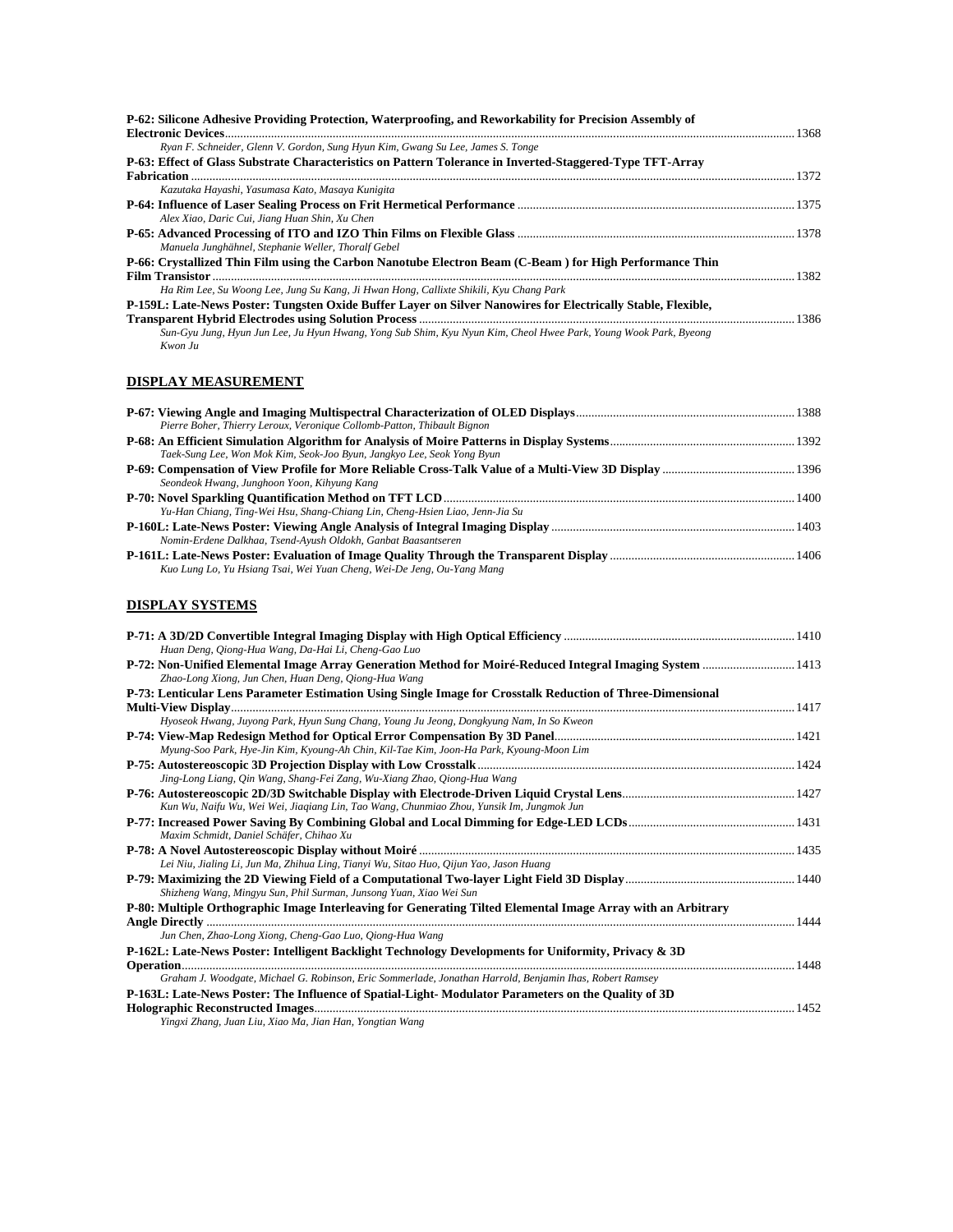**P-62: Silicone Adhesive Providing Protection, Waterproofing, and Reworkability for Precision Assembly of Electronic Devices** ........ 1368
*Ryan F. Schneider, Glenn V. Gordon, Sung Hyun Kim, Gwang Su Lee, James S. Tonge*

**P-63: Effect of Glass Substrate Characteristics on Pattern Tolerance in Inverted-Staggered-Type TFT-Array Fabrication** ........ 1372
*Kazutaka Hayashi, Yasumasa Kato, Masaya Kunigita*

**P-64: Influence of Laser Sealing Process on Frit Hermetical Performance** ........ 1375
*Alex Xiao, Daric Cui, Jiang Huan Shin, Xu Chen*

**P-65: Advanced Processing of ITO and IZO Thin Films on Flexible Glass** ........ 1378
*Manuela Junghähnel, Stephanie Weller, Thoralf Gebel*

**P-66: Crystallized Thin Film using the Carbon Nanotube Electron Beam (C-Beam ) for High Performance Thin Film Transistor** ........ 1382
*Ha Rim Lee, Su Woong Lee, Jung Su Kang, Ji Hwan Hong, Callixte Shikili, Kyu Chang Park*

**P-159L: Late-News Poster: Tungsten Oxide Buffer Layer on Silver Nanowires for Electrically Stable, Flexible, Transparent Hybrid Electrodes using Solution Process** ........ 1386
*Sun-Gyu Jung, Hyun Jun Lee, Ju Hyun Hwang, Yong Sub Shim, Kyu Nyun Kim, Cheol Hwee Park, Young Wook Park, Byeong Kwon Ju*

## DISPLAY MEASUREMENT

**P-67: Viewing Angle and Imaging Multispectral Characterization of OLED Displays** ........ 1388
*Pierre Boher, Thierry Leroux, Veronique Collomb-Patton, Thibault Bignon*

**P-68: An Efficient Simulation Algorithm for Analysis of Moire Patterns in Display Systems** ........ 1392
*Taek-Sung Lee, Won Mok Kim, Seok-Joo Byun, Jangkyo Lee, Seok Yong Byun*

**P-69: Compensation of View Profile for More Reliable Cross-Talk Value of a Multi-View 3D Display** ........ 1396
*Seondeok Hwang, Junghoon Yoon, Kihyung Kang*

**P-70: Novel Sparkling Quantification Method on TFT LCD** ........ 1400
*Yu-Han Chiang, Ting-Wei Hsu, Shang-Chiang Lin, Cheng-Hsien Liao, Jenn-Jia Su*

**P-160L: Late-News Poster: Viewing Angle Analysis of Integral Imaging Display** ........ 1403
*Nomin-Erdene Dalkhaa, Tsend-Ayush Oldokh, Ganbat Baasantseren*

**P-161L: Late-News Poster: Evaluation of Image Quality Through the Transparent Display** ........ 1406
*Kuo Lung Lo, Yu Hsiang Tsai, Wei Yuan Cheng, Wei-De Jeng, Ou-Yang Mang*

## DISPLAY SYSTEMS

**P-71: A 3D/2D Convertible Integral Imaging Display with High Optical Efficiency** ........ 1410
*Huan Deng, Qiong-Hua Wang, Da-Hai Li, Cheng-Gao Luo*

**P-72: Non-Unified Elemental Image Array Generation Method for Moiré-Reduced Integral Imaging System** ........ 1413
*Zhao-Long Xiong, Jun Chen, Huan Deng, Qiong-Hua Wang*

**P-73: Lenticular Lens Parameter Estimation Using Single Image for Crosstalk Reduction of Three-Dimensional Multi-View Display** ........ 1417
*Hyoseok Hwang, Juyong Park, Hyun Sung Chang, Young Ju Jeong, Dongkyung Nam, In So Kweon*

**P-74: View-Map Redesign Method for Optical Error Compensation By 3D Panel** ........ 1421
*Myung-Soo Park, Hye-Jin Kim, Kyoung-Ah Chin, Kil-Tae Kim, Joon-Ha Park, Kyoung-Moon Lim*

**P-75: Autostereoscopic 3D Projection Display with Low Crosstalk** ........ 1424
*Jing-Long Liang, Qin Wang, Shang-Fei Zang, Wu-Xiang Zhao, Qiong-Hua Wang*

**P-76: Autostereoscopic 2D/3D Switchable Display with Electrode-Driven Liquid Crystal Lens** ........ 1427
*Kun Wu, Naifu Wu, Wei Wei, Jiaqiang Lin, Tao Wang, Chunmiao Zhou, Yunsik Im, Jungmok Jun*

**P-77: Increased Power Saving By Combining Global and Local Dimming for Edge-LED LCDs** ........ 1431
*Maxim Schmidt, Daniel Schäfer, Chihao Xu*

**P-78: A Novel Autostereoscopic Display without Moiré** ........ 1435
*Lei Niu, Jialing Li, Jun Ma, Zhihua Ling, Tianyi Wu, Sitao Huo, Qijun Yao, Jason Huang*

**P-79: Maximizing the 2D Viewing Field of a Computational Two-layer Light Field 3D Display** ........ 1440
*Shizheng Wang, Mingyu Sun, Phil Surman, Junsong Yuan, Xiao Wei Sun*

**P-80: Multiple Orthographic Image Interleaving for Generating Tilted Elemental Image Array with an Arbitrary Angle Directly** ........ 1444
*Jun Chen, Zhao-Long Xiong, Cheng-Gao Luo, Qiong-Hua Wang*

**P-162L: Late-News Poster: Intelligent Backlight Technology Developments for Uniformity, Privacy & 3D Operation** ........ 1448
*Graham J. Woodgate, Michael G. Robinson, Eric Sommerlade, Jonathan Harrold, Benjamin Ihas, Robert Ramsey*

**P-163L: Late-News Poster: The Influence of Spatial-Light- Modulator Parameters on the Quality of 3D Holographic Reconstructed Images** ........ 1452
*Yingxi Zhang, Juan Liu, Xiao Ma, Jian Han, Yongtian Wang*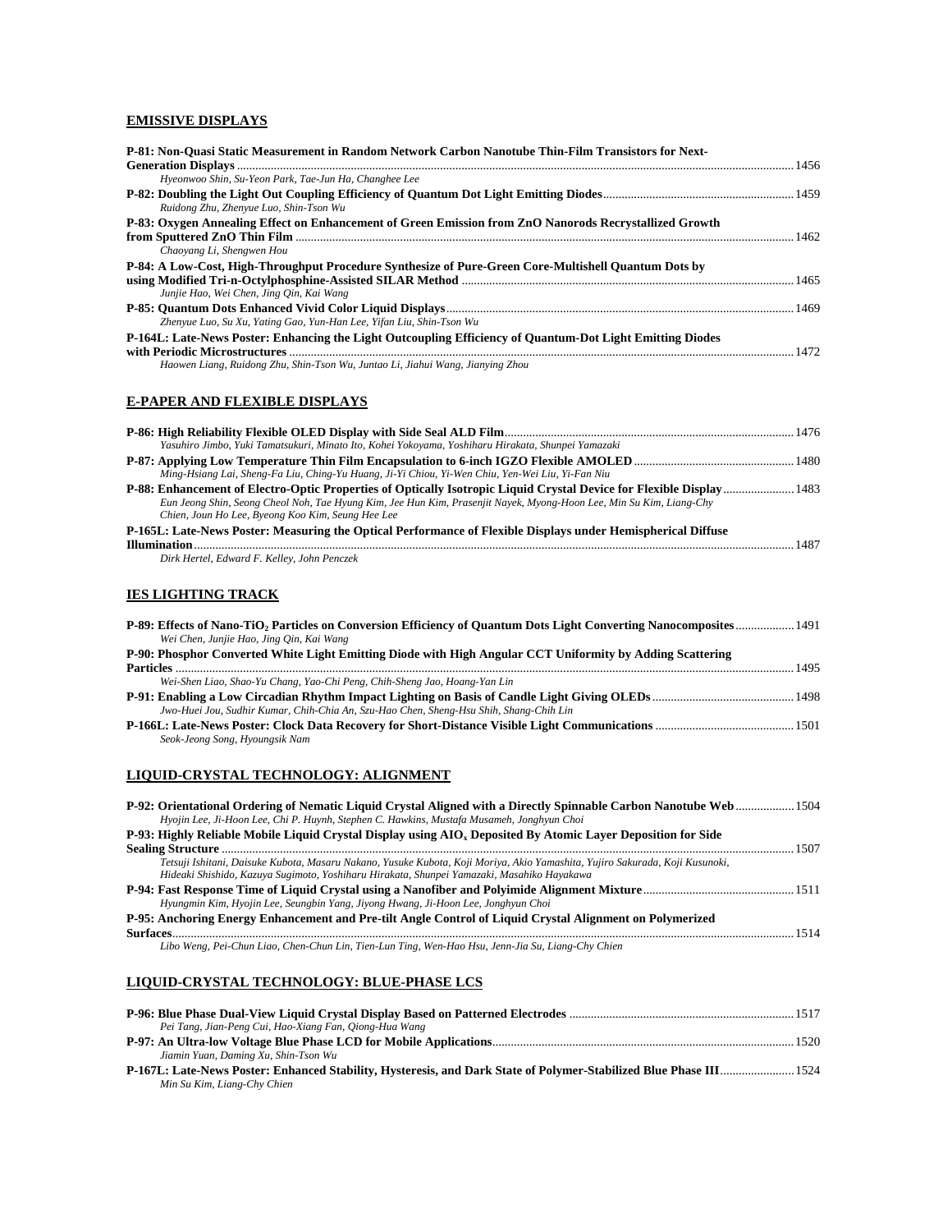## EMISSIVE DISPLAYS

**P-81: Non-Quasi Static Measurement in Random Network Carbon Nanotube Thin-Film Transistors for Next-Generation Displays** .......... 1456
*Hyeonwoo Shin, Su-Yeon Park, Tae-Jun Ha, Changhee Lee*

**P-82: Doubling the Light Out Coupling Efficiency of Quantum Dot Light Emitting Diodes** .......... 1459
*Ruidong Zhu, Zhenyue Luo, Shin-Tson Wu*

**P-83: Oxygen Annealing Effect on Enhancement of Green Emission from ZnO Nanorods Recrystallized Growth from Sputtered ZnO Thin Film** .......... 1462
*Chaoyang Li, Shengwen Hou*

**P-84: A Low-Cost, High-Throughput Procedure Synthesize of Pure-Green Core-Multishell Quantum Dots by using Modified Tri-n-Octylphosphine-Assisted SILAR Method** .......... 1465
*Junjie Hao, Wei Chen, Jing Qin, Kai Wang*

**P-85: Quantum Dots Enhanced Vivid Color Liquid Displays** .......... 1469
*Zhenyue Luo, Su Xu, Yating Gao, Yun-Han Lee, Yifan Liu, Shin-Tson Wu*

**P-164L: Late-News Poster: Enhancing the Light Outcoupling Efficiency of Quantum-Dot Light Emitting Diodes with Periodic Microstructures** .......... 1472
*Haowen Liang, Ruidong Zhu, Shin-Tson Wu, Juntao Li, Jiahui Wang, Jianying Zhou*

## E-PAPER AND FLEXIBLE DISPLAYS

**P-86: High Reliability Flexible OLED Display with Side Seal ALD Film** .......... 1476
*Yasuhiro Jimbo, Yuki Tamatsukuri, Minato Ito, Kohei Yokoyama, Yoshiharu Hirakata, Shunpei Yamazaki*

**P-87: Applying Low Temperature Thin Film Encapsulation to 6-inch IGZO Flexible AMOLED** .......... 1480
*Ming-Hsiang Lai, Sheng-Fa Liu, Ching-Yu Huang, Ji-Yi Chiou, Yi-Wen Chiu, Yen-Wei Liu, Yi-Fan Niu*

**P-88: Enhancement of Electro-Optic Properties of Optically Isotropic Liquid Crystal Device for Flexible Display** .......... 1483
*Eun Jeong Shin, Seong Cheol Noh, Tae Hyung Kim, Jee Hun Kim, Prasenjit Nayek, Myong-Hoon Lee, Min Su Kim, Liang-Chy Chien, Joun Ho Lee, Byeong Koo Kim, Seung Hee Lee*

**P-165L: Late-News Poster: Measuring the Optical Performance of Flexible Displays under Hemispherical Diffuse Illumination** .......... 1487
*Dirk Hertel, Edward F. Kelley, John Penczek*

## IES LIGHTING TRACK

**P-89: Effects of Nano-$TiO_2$ Particles on Conversion Efficiency of Quantum Dots Light Converting Nanocomposites** .......... 1491
*Wei Chen, Junjie Hao, Jing Qin, Kai Wang*

**P-90: Phosphor Converted White Light Emitting Diode with High Angular CCT Uniformity by Adding Scattering Particles** .......... 1495
*Wei-Shen Liao, Shao-Yu Chang, Yao-Chi Peng, Chih-Sheng Jao, Hoang-Yan Lin*

**P-91: Enabling a Low Circadian Rhythm Impact Lighting on Basis of Candle Light Giving OLEDs** .......... 1498
*Jwo-Huei Jou, Sudhir Kumar, Chih-Chia An, Szu-Hao Chen, Sheng-Hsu Shih, Shang-Chih Lin*

**P-166L: Late-News Poster: Clock Data Recovery for Short-Distance Visible Light Communications** .......... 1501
*Seok-Jeong Song, Hyoungsik Nam*

## LIQUID-CRYSTAL TECHNOLOGY: ALIGNMENT

**P-92: Orientational Ordering of Nematic Liquid Crystal Aligned with a Directly Spinnable Carbon Nanotube Web** .......... 1504
*Hyojin Lee, Ji-Hoon Lee, Chi P. Huynh, Stephen C. Hawkins, Mustafa Musameh, Jonghyun Choi*

**P-93: Highly Reliable Mobile Liquid Crystal Display using $AlO_x$ Deposited By Atomic Layer Deposition for Side Sealing Structure** .......... 1507
*Tetsuji Ishitani, Daisuke Kubota, Masaru Nakano, Yusuke Kubota, Koji Moriya, Akio Yamashita, Yujiro Sakurada, Koji Kusunoki, Hideaki Shishido, Kazuya Sugimoto, Yoshiharu Hirakata, Shunpei Yamazaki, Masahiko Hayakawa*

**P-94: Fast Response Time of Liquid Crystal using a Nanofiber and Polyimide Alignment Mixture** .......... 1511
*Hyungmin Kim, Hyojin Lee, Seungbin Yang, Jiyong Hwang, Ji-Hoon Lee, Jonghyun Choi*

**P-95: Anchoring Energy Enhancement and Pre-tilt Angle Control of Liquid Crystal Alignment on Polymerized Surfaces** .......... 1514
*Libo Weng, Pei-Chun Liao, Chen-Chun Lin, Tien-Lun Ting, Wen-Hao Hsu, Jenn-Jia Su, Liang-Chy Chien*

## LIQUID-CRYSTAL TECHNOLOGY: BLUE-PHASE LCS

**P-96: Blue Phase Dual-View Liquid Crystal Display Based on Patterned Electrodes** .......... 1517
*Pei Tang, Jian-Peng Cui, Hao-Xiang Fan, Qiong-Hua Wang*

**P-97: An Ultra-low Voltage Blue Phase LCD for Mobile Applications** .......... 1520
*Jiamin Yuan, Daming Xu, Shin-Tson Wu*

**P-167L: Late-News Poster: Enhanced Stability, Hysteresis, and Dark State of Polymer-Stabilized Blue Phase III** .......... 1524
*Min Su Kim, Liang-Chy Chien*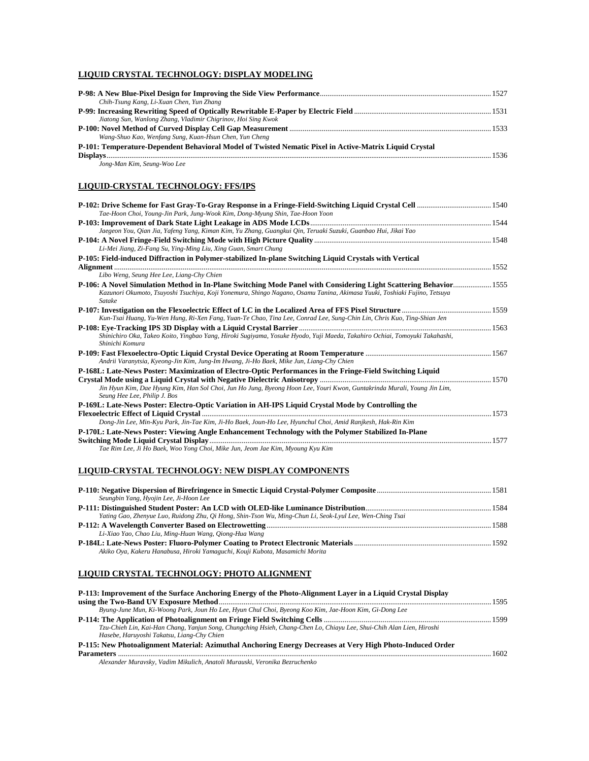## LIQUID CRYSTAL TECHNOLOGY: DISPLAY MODELING

**P-98: A New Blue-Pixel Design for Improving the Side View Performance** .......... 1527
*Chih-Tsung Kang, Li-Xuan Chen, Yun Zhang*

**P-99: Increasing Rewriting Speed of Optically Rewritable E-Paper by Electric Field** .......... 1531
*Jiatong Sun, Wanlong Zhang, Vladimir Chigrinov, Hoi Sing Kwok*

**P-100: Novel Method of Curved Display Cell Gap Measurement** .......... 1533
*Wang-Shuo Kao, Wenfang Sung, Kuan-Hsun Chen, Yun Cheng*

**P-101: Temperature-Dependent Behavioral Model of Twisted Nematic Pixel in Active-Matrix Liquid Crystal Displays** .......... 1536
*Jong-Man Kim, Seung-Woo Lee*

## LIQUID-CRYSTAL TECHNOLOGY: FFS/IPS

**P-102: Drive Scheme for Fast Gray-To-Gray Response in a Fringe-Field-Switching Liquid Crystal Cell** .......... 1540
*Tae-Hoon Choi, Young-Jin Park, Jung-Wook Kim, Dong-Myung Shin, Tae-Hoon Yoon*

**P-103: Improvement of Dark State Light Leakage in ADS Mode LCDs** .......... 1544
*Jaegeon You, Qian Jia, Yafeng Yang, Kiman Kim, Yu Zhang, Guangkui Qin, Teruaki Suzuki, Guanbao Hui, Jikai Yao*

**P-104: A Novel Fringe-Field Switching Mode with High Picture Quality** .......... 1548
*Li-Mei Jiang, Zi-Fang Su, Ying-Ming Liu, Xing Guan, Smart Chung*

**P-105: Field-induced Diffraction in Polymer-stabilized In-plane Switching Liquid Crystals with Vertical Alignment** .......... 1552
*Libo Weng, Seung Hee Lee, Liang-Chy Chien*

**P-106: A Novel Simulation Method in In-Plane Switching Mode Panel with Considering Light Scattering Behavior** .......... 1555
*Kazunori Okumoto, Tsuyoshi Tsuchiya, Koji Yonemura, Shingo Nagano, Osamu Tanina, Akimasa Yuuki, Toshiaki Fujino, Tetsuya Satake*

**P-107: Investigation on the Flexoelectric Effect of LC in the Localized Area of FFS Pixel Structure** .......... 1559
*Kun-Tsai Huang, Yu-Wen Hung, Ri-Xen Fang, Yuan-Te Chao, Tina Lee, Conrad Lee, Sung-Chin Lin, Chris Kuo, Ting-Shian Jen*

**P-108: Eye-Tracking IPS 3D Display with a Liquid Crystal Barrier** .......... 1563
*Shinichiro Oka, Takeo Koito, Yingbao Yang, Hiroki Sugiyama, Yosuke Hyodo, Yuji Maeda, Takahiro Ochiai, Tomoyuki Takahashi, Shinichi Komura*

**P-109: Fast Flexoelectro-Optic Liquid Crystal Device Operating at Room Temperature** .......... 1567
*Andrii Varanytsia, Kyeong-Jin Kim, Jung-Im Hwang, Ji-Ho Baek, Mike Jun, Liang-Chy Chien*

**P-168L: Late-News Poster: Maximization of Electro-Optic Performances in the Fringe-Field Switching Liquid Crystal Mode using a Liquid Crystal with Negative Dielectric Anisotropy** .......... 1570
*Jin Hyun Kim, Dae Hyung Kim, Han Sol Choi, Jun Ho Jung, Byeong Hoon Lee, Youri Kwon, Guntakrinda Murali, Young Jin Lim, Seung Hee Lee, Philip J. Bos*

**P-169L: Late-News Poster: Electro-Optic Variation in AH-IPS Liquid Crystal Mode by Controlling the Flexoelectric Effect of Liquid Crystal** .......... 1573
*Dong-Jin Lee, Min-Kyu Park, Jin-Tae Kim, Ji-Ho Baek, Joun-Ho Lee, Hyunchul Choi, Amid Ranjkesh, Hak-Rin Kim*

**P-170L: Late-News Poster: Viewing Angle Enhancement Technology with the Polymer Stabilized In-Plane Switching Mode Liquid Crystal Display** .......... 1577
*Tae Rim Lee, Ji Ho Baek, Woo Yong Choi, Mike Jun, Jeom Jae Kim, Myoung Kyu Kim*

## LIQUID-CRYSTAL TECHNOLOGY: NEW DISPLAY COMPONENTS

**P-110: Negative Dispersion of Birefringence in Smectic Liquid Crystal-Polymer Composite** .......... 1581
*Seungbin Yang, Hyojin Lee, Ji-Hoon Lee*

**P-111: Distinguished Student Poster: An LCD with OLED-like Luminance Distribution** .......... 1584
*Yating Gao, Zhenyue Luo, Ruidong Zhu, Qi Hong, Shin-Tson Wu, Ming-Chun Li, Seok-Lyul Lee, Wen-Ching Tsai*

**P-112: A Wavelength Converter Based on Electrowetting** .......... 1588
*Li-Xiao Yao, Chao Liu, Ming-Huan Wang, Qiong-Hua Wang*

**P-184L: Late-News Poster: Fluoro-Polymer Coating to Protect Electronic Materials** .......... 1592
*Akiko Oya, Kakeru Hanabusa, Hiroki Yamaguchi, Kouji Kubota, Masamichi Morita*

## LIQUID CRYSTAL TECHNOLOGY: PHOTO ALIGNMENT

**P-113: Improvement of the Surface Anchoring Energy of the Photo-Alignment Layer in a Liquid Crystal Display using the Two-Band UV Exposure Method** .......... 1595
*Byung-June Mun, Ki-Woong Park, Joun Ho Lee, Hyun Chul Choi, Byeong Koo Kim, Jae-Hoon Kim, Gi-Dong Lee*

**P-114: The Application of Photoalignment on Fringe Field Switching Cells** .......... 1599
*Tzu-Chieh Lin, Kai-Han Chang, Yanjun Song, Chungching Hsieh, Chang-Chen Lo, Chiayu Lee, Shui-Chih Alan Lien, Hiroshi Hasebe, Haruyoshi Takatsu, Liang-Chy Chien*

**P-115: New Photoalignment Material: Azimuthal Anchoring Energy Decreases at Very High Photo-Induced Order Parameters** .......... 1602
*Alexander Muravsky, Vadim Mikulich, Anatoli Murauski, Veronika Bezruchenko*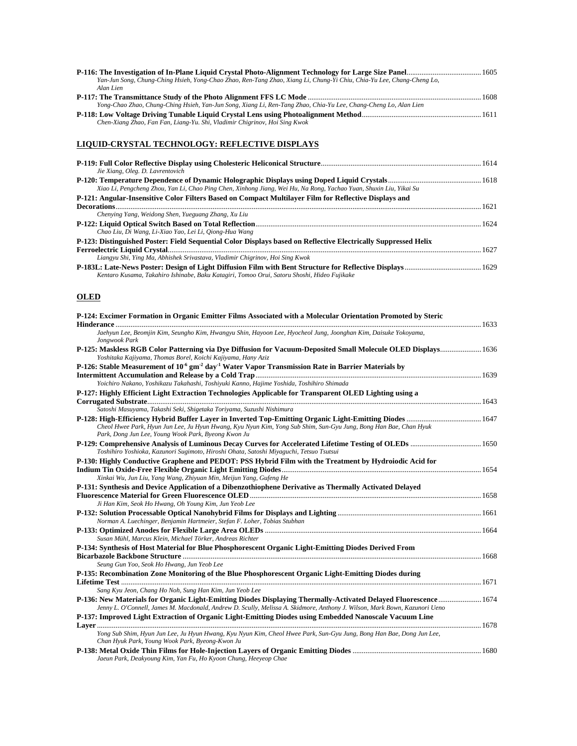**P-116: The Investigation of In-Plane Liquid Crystal Photo-Alignment Technology for Large Size Panel** ........................................ 1605
*Yan-Jun Song, Chung-Ching Hsieh, Yong-Chao Zhao, Ren-Tang Zhao, Xiang Li, Chung-Yi Chiu, Chia-Yu Lee, Chang-Cheng Lo, Alan Lien*

**P-117: The Transmittance Study of the Photo Alignment FFS LC Mode** ........................................ 1608
*Yong-Chao Zhao, Chung-Ching Hsieh, Yan-Jun Song, Xiang Li, Ren-Tang Zhao, Chia-Yu Lee, Chang-Cheng Lo, Alan Lien*

**P-118: Low Voltage Driving Tunable Liquid Crystal Lens using Photoalignment Method** ........................................ 1611
*Chen-Xiang Zhao, Fan Fan, Liang-Yu. Shi, Vladimir Chigrinov, Hoi Sing Kwok*

## LIQUID-CRYSTAL TECHNOLOGY: REFLECTIVE DISPLAYS

**P-119: Full Color Reflective Display using Cholesteric Heliconical Structure** ........................................ 1614
*Jie Xiang, Oleg. D. Lavrentovich*

**P-120: Temperature Dependence of Dynamic Holographic Displays using Doped Liquid Crystals** ........................................ 1618
*Xiao Li, Pengcheng Zhou, Yan Li, Chao Ping Chen, Xinhong Jiang, Wei Hu, Na Rong, Yachao Yuan, Shuxin Liu, Yikai Su*

**P-121: Angular-Insensitive Color Filters Based on Compact Multilayer Film for Reflective Displays and Decorations** ........................................ 1621
*Chenying Yang, Weidong Shen, Yueguang Zhang, Xu Liu*

**P-122: Liquid Optical Switch Based on Total Reflection** ........................................ 1624
*Chao Liu, Di Wang, Li-Xiao Yao, Lei Li, Qiong-Hua Wang*

**P-123: Distinguished Poster: Field Sequential Color Displays based on Reflective Electrically Suppressed Helix Ferroelectric Liquid Crystal** ........................................ 1627
*Liangyu Shi, Ying Ma, Abhishek Srivastava, Vladimir Chigrinov, Hoi Sing Kwok*

**P-183L: Late-News Poster: Design of Light Diffusion Film with Bent Structure for Reflective Displays** ........................................ 1629
*Kentaro Kusama, Takahiro Ishinabe, Baku Katagiri, Tomoo Orui, Satoru Shoshi, Hideo Fujikake*

## OLED

**P-124: Excimer Formation in Organic Emitter Films Associated with a Molecular Orientation Promoted by Steric Hinderance** ........................................ 1633
*Jaehyun Lee, Beomjin Kim, Seungho Kim, Hwangyu Shin, Hayoon Lee, Hyocheol Jung, Joonghan Kim, Daisuke Yokoyama, Jongwook Park*

**P-125: Maskless RGB Color Patterning via Dye Diffusion for Vacuum-Deposited Small Molecule OLED Displays** ........................................ 1636
*Yoshitaka Kajiyama, Thomas Borel, Koichi Kajiyama, Hany Aziz*

**P-126: Stable Measurement of $10^{-6}$ $gm^{-2}$ $day^{-1}$ Water Vapor Transmission Rate in Barrier Materials by Intermittent Accumulation and Release by a Cold Trap** ........................................ 1639
*Yoichiro Nakano, Yoshikazu Takahashi, Toshiyuki Kanno, Hajime Yoshida, Toshihiro Shimada*

**P-127: Highly Efficient Light Extraction Technologies Applicable for Transparent OLED Lighting using a Corrugated Substrate** ........................................ 1643
*Satoshi Masuyama, Takashi Seki, Shigetaka Toriyama, Suzushi Nishimura*

**P-128: High-Efficiency Hybrid Buffer Layer in Inverted Top-Emitting Organic Light-Emitting Diodes** ........................................ 1647
*Cheol Hwee Park, Hyun Jun Lee, Ju Hyun Hwang, Kyu Nyun Kim, Yong Sub Shim, Sun-Gyu Jung, Bong Han Bae, Chan Hyuk Park, Dong Jun Lee, Young Wook Park, Byeong Kwon Ju*

**P-129: Comprehensive Analysis of Luminous Decay Curves for Accelerated Lifetime Testing of OLEDs** ........................................ 1650
*Toshihiro Yoshioka, Kazunori Sugimoto, Hiroshi Ohata, Satoshi Miyaguchi, Tetsuo Tsutsui*

**P-130: Highly Conductive Graphene and PEDOT: PSS Hybrid Film with the Treatment by Hydroiodic Acid for Indium Tin Oxide-Free Flexible Organic Light Emitting Diodes** ........................................ 1654
*Xinkai Wu, Jun Liu, Yang Wang, Zhiyuan Min, Meijun Yang, Gufeng He*

**P-131: Synthesis and Device Application of a Dibenzothiophene Derivative as Thermally Activated Delayed Fluorescence Material for Green Fluorescence OLED** ........................................ 1658
*Ji Han Kim, Seok Ho Hwang, Oh Young Kim, Jun Yeob Lee*

**P-132: Solution Processable Optical Nanohybrid Films for Displays and Lighting** ........................................ 1661
*Norman A. Luechinger, Benjamin Hartmeier, Stefan F. Loher, Tobias Stubhan*

**P-133: Optimized Anodes for Flexible Large Area OLEDs** ........................................ 1664
*Susan Mühl, Marcus Klein, Michael Törker, Andreas Richter*

**P-134: Synthesis of Host Material for Blue Phosphorescent Organic Light-Emitting Diodes Derived From Bicarbazole Backbone Structure** ........................................ 1668
*Seung Gun Yoo, Seok Ho Hwang, Jun Yeob Lee*

**P-135: Recombination Zone Monitoring of the Blue Phosphorescent Organic Light-Emitting Diodes during Lifetime Test** ........................................ 1671
*Sang Kyu Jeon, Chang Ho Noh, Sung Han Kim, Jun Yeob Lee*

**P-136: New Materials for Organic Light-Emitting Diodes Displaying Thermally-Activated Delayed Fluorescence** ........................................ 1674
*Jenny L. O'Connell, James M. Macdonald, Andrew D. Scully, Melissa A. Skidmore, Anthony J. Wilson, Mark Bown, Kazunori Ueno*

**P-137: Improved Light Extraction of Organic Light-Emitting Diodes using Embedded Nanoscale Vacuum Line Layer** ........................................ 1678
*Yong Sub Shim, Hyun Jun Lee, Ju Hyun Hwang, Kyu Nyun Kim, Cheol Hwee Park, Sun-Gyu Jung, Bong Han Bae, Dong Jun Lee, Chan Hyuk Park, Young Wook Park, Byeong-Kwon Ju*

**P-138: Metal Oxide Thin Films for Hole-Injection Layers of Organic Emitting Diodes** ........................................ 1680
*Jaeun Park, Deakyoung Kim, Yan Fu, Ho Kyoon Chung, Heeyeop Chae*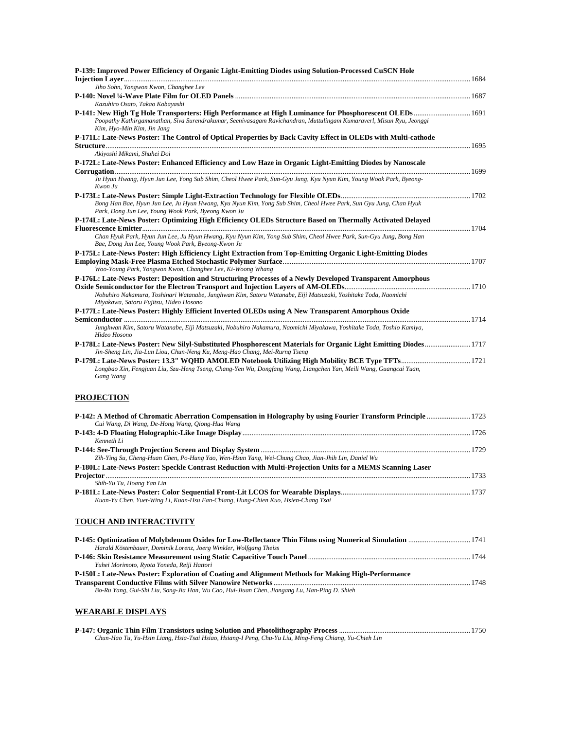**P-139: Improved Power Efficiency of Organic Light-Emitting Diodes using Solution-Processed CuSCN Hole Injection Layer** ........ 1684
*Jiho Sohn, Yongwon Kwon, Changhee Lee*

**P-140: Novel ¼-Wave Plate Film for OLED Panels** ........ 1687
*Kazuhiro Osato, Takao Kobayashi*

**P-141: New High Tg Hole Transporters: High Performance at High Luminance for Phosphorescent OLEDs** ........ 1691
*Poopathy Kathirgamanathan, Siva Surendrakumar, Seenivasagam Ravichandran, Muttulingam Kumaraverl, Misun Ryu, Jeonggi Kim, Hyo-Min Kim, Jin Jang*

**P-171L: Late-News Poster: The Control of Optical Properties by Back Cavity Effect in OLEDs with Multi-cathode Structure** ........ 1695
*Akiyoshi Mikami, Shuhei Doi*

**P-172L: Late-News Poster: Enhanced Efficiency and Low Haze in Organic Light-Emitting Diodes by Nanoscale Corrugation** ........ 1699
*Ju Hyun Hwang, Hyun Jun Lee, Yong Sub Shim, Cheol Hwee Park, Sun-Gyu Jung, Kyu Nyun Kim, Young Wook Park, Byeong-Kwon Ju*

**P-173L: Late-News Poster: Simple Light-Extraction Technology for Flexible OLEDs** ........ 1702
*Bong Han Bae, Hyun Jun Lee, Ju Hyun Hwang, Kyu Nyun Kim, Yong Sub Shim, Cheol Hwee Park, Sun Gyu Jung, Chan Hyuk Park, Dong Jun Lee, Young Wook Park, Byeong Kwon Ju*

**P-174L: Late-News Poster: Optimizing High Efficiency OLEDs Structure Based on Thermally Activated Delayed Fluorescence Emitter** ........ 1704
*Chan Hyuk Park, Hyun Jun Lee, Ju Hyun Hwang, Kyu Nyun Kim, Yong Sub Shim, Cheol Hwee Park, Sun-Gyu Jung, Bong Han Bae, Dong Jun Lee, Young Wook Park, Byeong-Kwon Ju*

**P-175L: Late-News Poster: High Efficiency Light Extraction from Top-Emitting Organic Light-Emitting Diodes Employing Mask-Free Plasma Etched Stochastic Polymer Surface** ........ 1707
*Woo-Young Park, Yongwon Kwon, Changhee Lee, Ki-Woong Whang*

**P-176L: Late-News Poster: Deposition and Structuring Processes of a Newly Developed Transparent Amorphous Oxide Semiconductor for the Electron Transport and Injection Layers of AM-OLEDs** ........ 1710
*Nobuhiro Nakamura, Toshinari Watanabe, Junghwan Kim, Satoru Watanabe, Eiji Matsuzaki, Yoshitake Toda, Naomichi Miyakawa, Satoru Fujitsu, Hideo Hosono*

**P-177L: Late-News Poster: Highly Efficient Inverted OLEDs using A New Transparent Amorphous Oxide Semiconductor** ........ 1714
*Junghwan Kim, Satoru Watanabe, Eiji Matsuzaki, Nobuhiro Nakamura, Naomichi Miyakawa, Yoshitake Toda, Toshio Kamiya, Hideo Hosono*

**P-178L: Late-News Poster: New Silyl-Substituted Phosphorescent Materials for Organic Light Emitting Diodes** ........ 1717
*Jin-Sheng Lin, Jia-Lun Liou, Chun-Neng Ku, Meng-Hao Chang, Mei-Rurng Tseng*

**P-179L: Late-News Poster: 13.3" WQHD AMOLED Notebook Utilizing High Mobility BCE Type TFTs** ........ 1721
*Longbao Xin, Fengjuan Liu, Szu-Heng Tseng, Chang-Yen Wu, Dongfang Wang, Liangchen Yan, Meili Wang, Guangcai Yuan, Gang Wang*

## PROJECTION

**P-142: A Method of Chromatic Aberration Compensation in Holography by using Fourier Transform Principle** ........ 1723
*Cui Wang, Di Wang, De-Hong Wang, Qiong-Hua Wang*

**P-143: 4-D Floating Holographic-Like Image Display** ........ 1726
*Kenneth Li*

**P-144: See-Through Projection Screen and Display System** ........ 1729
*Zih-Ying Su, Cheng-Huan Chen, Po-Hung Yao, Wen-Hsun Yang, Wei-Chung Chao, Jian-Jhih Lin, Daniel Wu*

**P-180L: Late-News Poster: Speckle Contrast Reduction with Multi-Projection Units for a MEMS Scanning Laser Projector** ........ 1733
*Shih-Yu Tu, Hoang Yan Lin*

**P-181L: Late-News Poster: Color Sequential Front-Lit LCOS for Wearable Displays** ........ 1737
*Kuan-Yu Chen, Yuet-Wing Li, Kuan-Hsu Fan-Chiang, Hung-Chien Kuo, Hsien-Chang Tsai*

## TOUCH AND INTERACTIVITY

**P-145: Optimization of Molybdenum Oxides for Low-Reflectance Thin Films using Numerical Simulation** ........ 1741
*Harald Köstenbauer, Dominik Lorenz, Joerg Winkler, Wolfgang Theiss*

**P-146: Skin Resistance Measurement using Static Capacitive Touch Panel** ........ 1744
*Yuhei Morimoto, Ryota Yoneda, Reiji Hattori*

**P-150L: Late-News Poster: Exploration of Coating and Alignment Methods for Making High-Performance Transparent Conductive Films with Silver Nanowire Networks** ........ 1748
*Bo-Ru Yang, Gui-Shi Liu, Song-Jia Han, Wu Cao, Hui-Jiuan Chen, Jiangang Lu, Han-Ping D. Shieh*

## WEARABLE DISPLAYS

**P-147: Organic Thin Film Transistors using Solution and Photolithography Process** ........ 1750
*Chun-Hao Tu, Yu-Hsin Liang, Hsia-Tsai Hsiao, Hsiang-I Peng, Chu-Yu Liu, Ming-Feng Chiang, Yu-Chieh Lin*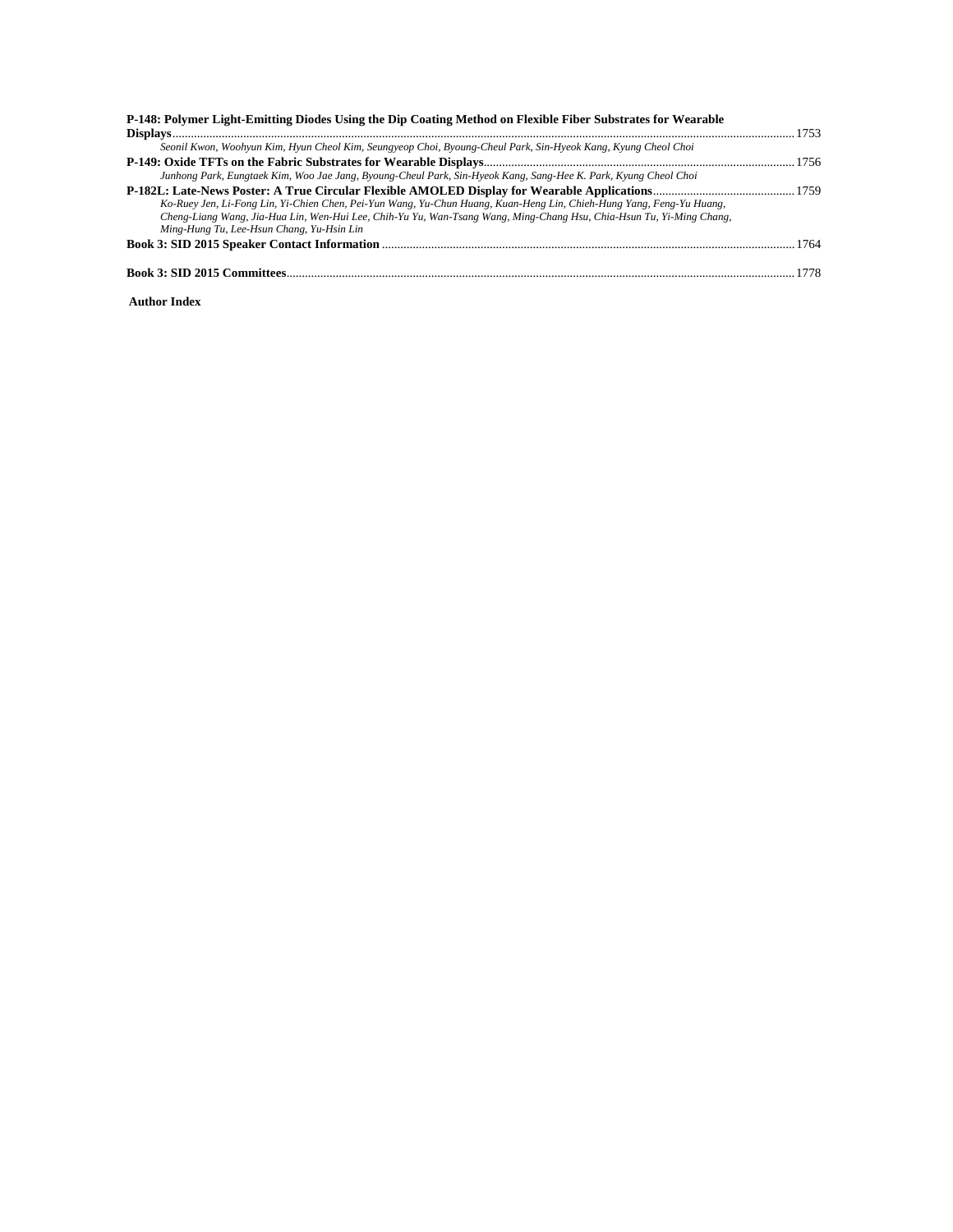**P-148: Polymer Light-Emitting Diodes Using the Dip Coating Method on Flexible Fiber Substrates for Wearable Displays**.................................................................................................................................................1753
*Seonil Kwon, Woohyun Kim, Hyun Cheol Kim, Seungyeop Choi, Byoung-Cheul Park, Sin-Hyeok Kang, Kyung Cheol Choi*

**P-149: Oxide TFTs on the Fabric Substrates for Wearable Displays**..................................................................................1756
*Junhong Park, Eungtaek Kim, Woo Jae Jang, Byoung-Cheul Park, Sin-Hyeok Kang, Sang-Hee K. Park, Kyung Cheol Choi*

**P-182L: Late-News Poster: A True Circular Flexible AMOLED Display for Wearable Applications**..........................................1759
*Ko-Ruey Jen, Li-Fong Lin, Yi-Chien Chen, Pei-Yun Wang, Yu-Chun Huang, Kuan-Heng Lin, Chieh-Hung Yang, Feng-Yu Huang, Cheng-Liang Wang, Jia-Hua Lin, Wen-Hui Lee, Chih-Yu Yu, Wan-Tsang Wang, Ming-Chang Hsu, Chia-Hsun Tu, Yi-Ming Chang, Ming-Hung Tu, Lee-Hsun Chang, Yu-Hsin Lin*

**Book 3: SID 2015 Speaker Contact Information** ..................................................................................................................1764

**Book 3: SID 2015 Committees**.............................................................................................................................................1778

**Author Index**